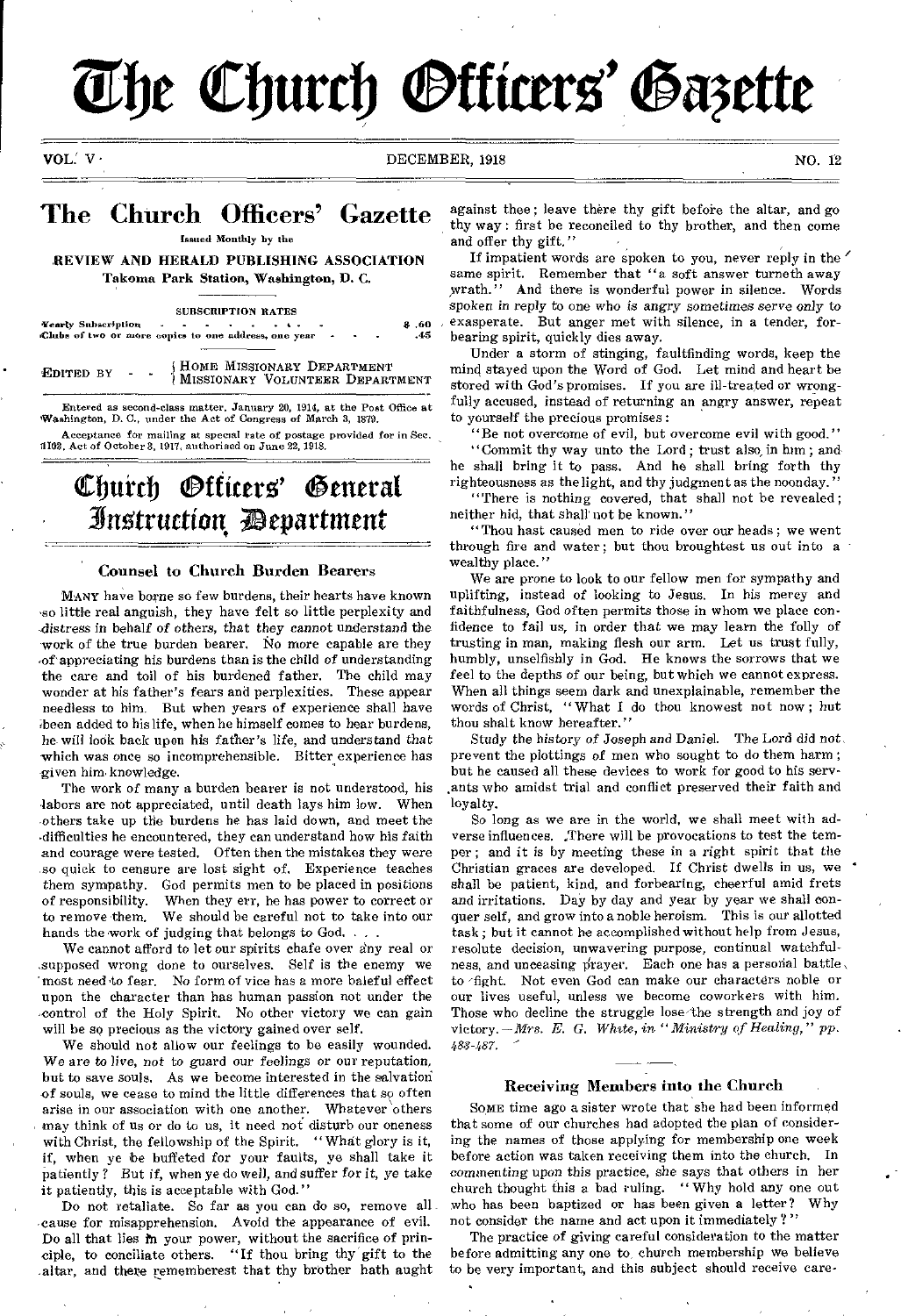# The Church Officers' Gazette

VOL. V DECEMBER, 1918 NO. 12

## The Church Officers' Gazette

Issued Monthly by the

REVIEW AND HERALD PUBLISHING ASSOCIATION

Takoma Park Station, Washington, D. C.

SUBSCRIPTION RATES

| | |
|---|---|
| Yearly Subscription | $ .60 |
| Clubs of two or more copies to one address, one year | .45 |

EDITED BY { HOME MISSIONARY DEPARTMENT / MISSIONARY VOLUNTEER DEPARTMENT

Entered as second-class matter, January 20, 1914, at the Post Office at Washington, D. C., under the Act of Congress of March 3, 1879.

Acceptance for mailing at special rate of postage provided for in Sec. 1103, Act of October 3, 1917, authorized on June 22, 1918.

# Church Officers' General Instruction Department

### Counsel to Church Burden Bearers

MANY have borne so few burdens, their hearts have known so little real anguish, they have felt so little perplexity and distress in behalf of others, that they cannot understand the work of the true burden bearer. No more capable are they of appreciating his burdens than is the child of understanding the care and toil of his burdened father. The child may wonder at his father's fears and perplexities. These appear needless to him. But when years of experience shall have been added to his life, when he himself comes to bear burdens, he will look back upon his father's life, and understand that which was once so incomprehensible. Bitter experience has given him knowledge.

The work of many a burden bearer is not understood, his labors are not appreciated, until death lays him low. When others take up the burdens he has laid down, and meet the difficulties he encountered, they can understand how his faith and courage were tested. Often then the mistakes they were so quick to censure are lost sight of. Experience teaches them sympathy. God permits men to be placed in positions of responsibility. When they err, he has power to correct or to remove them. We should be careful not to take into our hands the work of judging that belongs to God. . . .

We cannot afford to let our spirits chafe over any real or supposed wrong done to ourselves. Self is the enemy we most need to fear. No form of vice has a more baleful effect upon the character than has human passion not under the control of the Holy Spirit. No other victory we can gain will be so precious as the victory gained over self.

We should not allow our feelings to be easily wounded. We are to live, not to guard our feelings or our reputation, but to save souls. As we become interested in the salvation of souls, we cease to mind the little differences that so often arise in our association with one another. Whatever others may think of us or do to us, it need not disturb our oneness with Christ, the fellowship of the Spirit. "What glory is it, if, when ye be buffeted for your faults, ye shall take it patiently? But if, when ye do well, and suffer for it, ye take it patiently, this is acceptable with God."

Do not retaliate. So far as you can do so, remove all cause for misapprehension. Avoid the appearance of evil. Do all that lies in your power, without the sacrifice of principle, to conciliate others. "If thou bring thy gift to the altar, and there rememberest that thy brother hath aught against thee; leave there thy gift before the altar, and go thy way: first be reconciled to thy brother, and then come and offer thy gift."

If impatient words are spoken to you, never reply in the same spirit. Remember that "a soft answer turneth away wrath." And there is wonderful power in silence. Words spoken in reply to one who is angry sometimes serve only to exasperate. But anger met with silence, in a tender, forbearing spirit, quickly dies away.

Under a storm of stinging, faultfinding words, keep the mind stayed upon the Word of God. Let mind and heart be stored with God's promises. If you are ill-treated or wrongfully accused, instead of returning an angry answer, repeat to yourself the precious promises:

"Be not overcome of evil, but overcome evil with good."

"Commit thy way unto the Lord; trust also in him; and he shall bring it to pass. And he shall bring forth thy righteousness as the light, and thy judgment as the noonday."

"There is nothing covered, that shall not be revealed; neither hid, that shall not be known."

"Thou hast caused men to ride over our heads; we went through fire and water; but thou broughtest us out into a wealthy place."

We are prone to look to our fellow men for sympathy and uplifting, instead of looking to Jesus. In his mercy and faithfulness, God often permits those in whom we place confidence to fail us, in order that we may learn the folly of trusting in man, making flesh our arm. Let us trust fully, humbly, unselfishly in God. He knows the sorrows that we feel to the depths of our being, but which we cannot express. When all things seem dark and unexplainable, remember the words of Christ, "What I do thou knowest not now; but thou shalt know hereafter."

Study the history of Joseph and Daniel. The Lord did not prevent the plottings of men who sought to do them harm; but he caused all these devices to work for good to his servants who amidst trial and conflict preserved their faith and loyalty.

So long as we are in the world, we shall meet with adverse influences. There will be provocations to test the temper; and it is by meeting these in a right spirit that the Christian graces are developed. If Christ dwells in us, we shall be patient, kind, and forbearing, cheerful amid frets and irritations. Day by day and year by year we shall conquer self, and grow into a noble heroism. This is our allotted task; but it cannot be accomplished without help from Jesus, resolute decision, unwavering purpose, continual watchfulness, and unceasing prayer. Each one has a personal battle to fight. Not even God can make our characters noble or our lives useful, unless we become coworkers with him. Those who decline the struggle lose the strength and joy of victory.—*Mrs. E. G. White, in "Ministry of Healing," pp. 483-487.*

### Receiving Members into the Church

SOME time ago a sister wrote that she had been informed that some of our churches had adopted the plan of considering the names of those applying for membership one week before action was taken receiving them into the church. In commenting upon this practice, she says that others in her church thought this a bad ruling. "Why hold any one out who has been baptized or has been given a letter? Why not consider the name and act upon it immediately?"

The practice of giving careful consideration to the matter before admitting any one to church membership we believe to be very important, and this subject should receive care-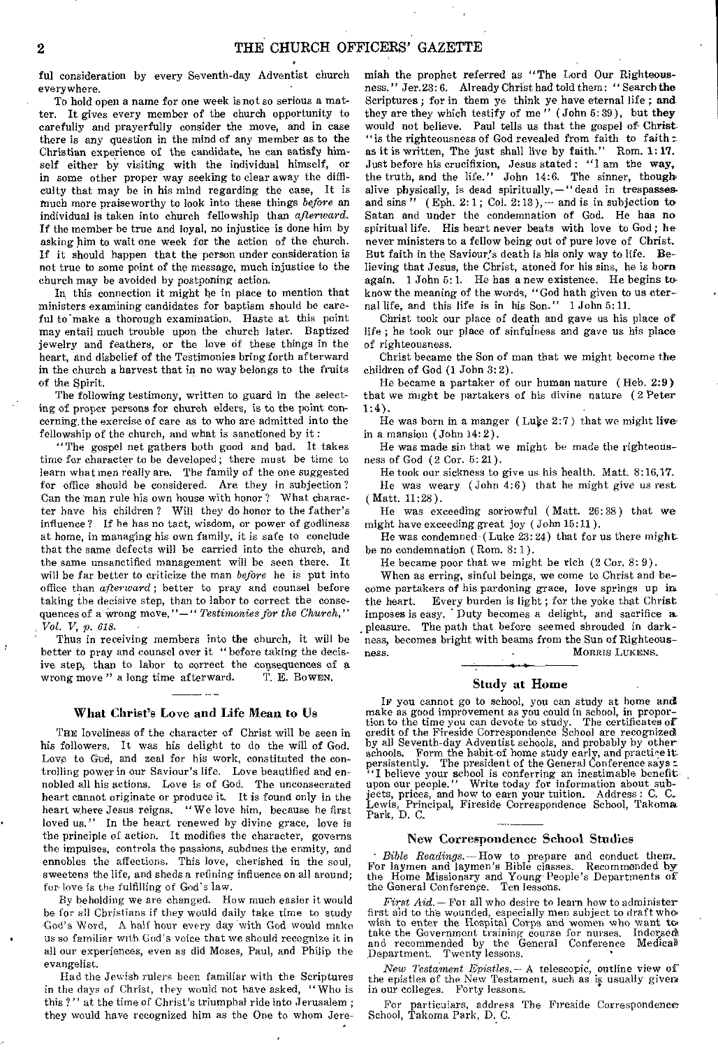ful consideration by every Seventh-day Adventist church everywhere.

To hold open a name for one week is not so serious a matter. It gives every member of the church opportunity to carefully and prayerfully consider the move, and in case there is any question in the mind of any member as to the Christian experience of the candidate, he can satisfy himself either by visiting with the individual himself, or in some other proper way seeking to clear away the difficulty that may be in his mind regarding the case. It is much more praiseworthy to look into these things *before* an individual is taken into church fellowship than *afterward*. If the member be true and loyal, no injustice is done him by asking him to wait one week for the action of the church. If it should happen that the person under consideration is not true to some point of the message, much injustice to the church may be avoided by postponing action.

In this connection it might be in place to mention that ministers examining candidates for baptism should be careful to make a thorough examination. Haste at this point may entail much trouble upon the church later. Baptized jewelry and feathers, or the love of these things in the heart, and disbelief of the Testimonies bring forth afterward in the church a harvest that in no way belongs to the fruits of the Spirit.

The following testimony, written to guard in the selecting of proper persons for church elders, is to the point concerning the exercise of care as to who are admitted into the fellowship of the church, and what is sanctioned by it:

"The gospel net gathers both good and bad. It takes time for character to be developed; there must be time to learn what men really are. The family of the one suggested for office should be considered. Are they in subjection? Can the man rule his own house with honor? What character have his children? Will they do honor to the father's influence? If he has no tact, wisdom, or power of godliness at home, in managing his own family, it is safe to conclude that the same defects will be carried into the church, and the same unsanctified management will be seen there. It will be far better to criticize the man *before* he is put into office than *afterward*; better to pray and counsel before taking the decisive step, than to labor to correct the consequences of a wrong move."—"*Testimonies for the Church,*" *Vol. V, p. 618.*

Thus in receiving members into the church, it will be better to pray and counsel over it "before taking the decisive step, than to labor to correct the consequences of a wrong move" a long time afterward. T. E. BOWEN.

### What Christ's Love and Life Mean to Us

THE loveliness of the character of Christ will be seen in his followers. It was his delight to do the will of God. Love to God, and zeal for his work, constituted the controlling power in our Saviour's life. Love beautified and ennobled all his actions. Love is of God. The unconsecrated heart cannot originate or produce it. It is found only in the heart where Jesus reigns. "We love him, because he first loved us." In the heart renewed by divine grace, love is the principle of action. It modifies the character, governs the impulses, controls the passions, subdues the enmity, and ennobles the affections. This love, cherished in the soul, sweetens the life, and sheds a refining influence on all around; for love is the fulfilling of God's law.

By beholding we are changed. How much easier it would be for all Christians if they would daily take time to study God's Word. A half hour every day with God would make us so familiar with God's voice that we should recognize it in all our experiences, even as did Moses, Paul, and Philip the evangelist.

Had the Jewish rulers been familiar with the Scriptures in the days of Christ, they would not have asked, "Who is this?" at the time of Christ's triumphal ride into Jerusalem; they would have recognized him as the One to whom Jeremiah the prophet referred as "The Lord Our Righteousness." Jer. 23:6. Already Christ had told them: "Search the Scriptures; for in them ye think ye have eternal life; and they are they which testify of me" (John 5:39), but they would not believe. Paul tells us that the gospel of Christ "is the righteousness of God revealed from faith to faith: as it is written, The just shall live by faith." Rom. 1:17. Just before his crucifixion, Jesus stated: "I am the way, the truth, and the life." John 14:6. The sinner, though alive physically, is dead spiritually,—"dead in trespasses and sins" (Eph. 2:1; Col. 2:13),—and is in subjection to Satan and under the condemnation of God. He has no spiritual life. His heart never beats with love to God; he never ministers to a fellow being out of pure love of Christ. But faith in the Saviour's death is his only way to life. Believing that Jesus, the Christ, atoned for his sins, he is born again. 1 John 5:1. He has a new existence. He begins to know the meaning of the words, "God hath given to us eternal life, and this life is in his Son." 1 John 5:11.

Christ took our place of death and gave us his place of life; he took our place of sinfulness and gave us his place of righteousness.

Christ became the Son of man that we might become the children of God (1 John 3:2).

He became a partaker of our human nature (Heb. 2:9) that we might be partakers of his divine nature (2 Peter 1:4).

He was born in a manger (Luke 2:7) that we might live in a mansion (John 14:2).

He was made sin that we might be made the righteousness of God (2 Cor. 5:21).

He took our sickness to give us his health. Matt. 8:16,17.

He was weary (John 4:6) that he might give us rest (Matt. 11:28).

He was exceeding sorrowful (Matt. 26:38) that we might have exceeding great joy (John 15:11).

He was condemned (Luke 23:24) that for us there might be no condemnation (Rom. 8:1).

He became poor that we might be rich (2 Cor. 8:9).

When as erring, sinful beings, we come to Christ and become partakers of his pardoning grace, love springs up in the heart. Every burden is light; for the yoke that Christ imposes is easy. Duty becomes a delight, and sacrifice a pleasure. The path that before seemed shrouded in darkness, becomes bright with beams from the Sun of Righteousness. MORRIS LUKENS.

### Study at Home

IF you cannot go to school, you can study at home and make as good improvement as you could in school, in proportion to the time you can devote to study. The certificates of credit of the Fireside Correspondence School are recognized by all Seventh-day Adventist schools, and probably by other schools. Form the habit of home study early, and practice it persistently. The president of the General Conference says: "I believe your school is conferring an inestimable benefit upon our people." Write today for information about subjects, prices, and how to earn your tuition. Address: C. C. Lewis, Principal, Fireside Correspondence School, Takoma Park, D. C.

### New Correspondence School Studies

*Bible Readings.*—How to prepare and conduct them. For laymen and laymen's Bible classes. Recommended by the Home Missionary and Young People's Departments of the General Conference. Ten lessons.

*First Aid.*—For all who desire to learn how to administer first aid to the wounded, especially men subject to draft who wish to enter the Hospital Corps and women who want to take the Government training course for nurses. Indorsed and recommended by the General Conference Medical Department. Twenty lessons.

*New Testament Epistles.*—A telescopic, outline view of the epistles of the New Testament, such as is usually given in our colleges. Forty lessons.

For particulars, address The Fireside Correspondence School, Takoma Park, D. C.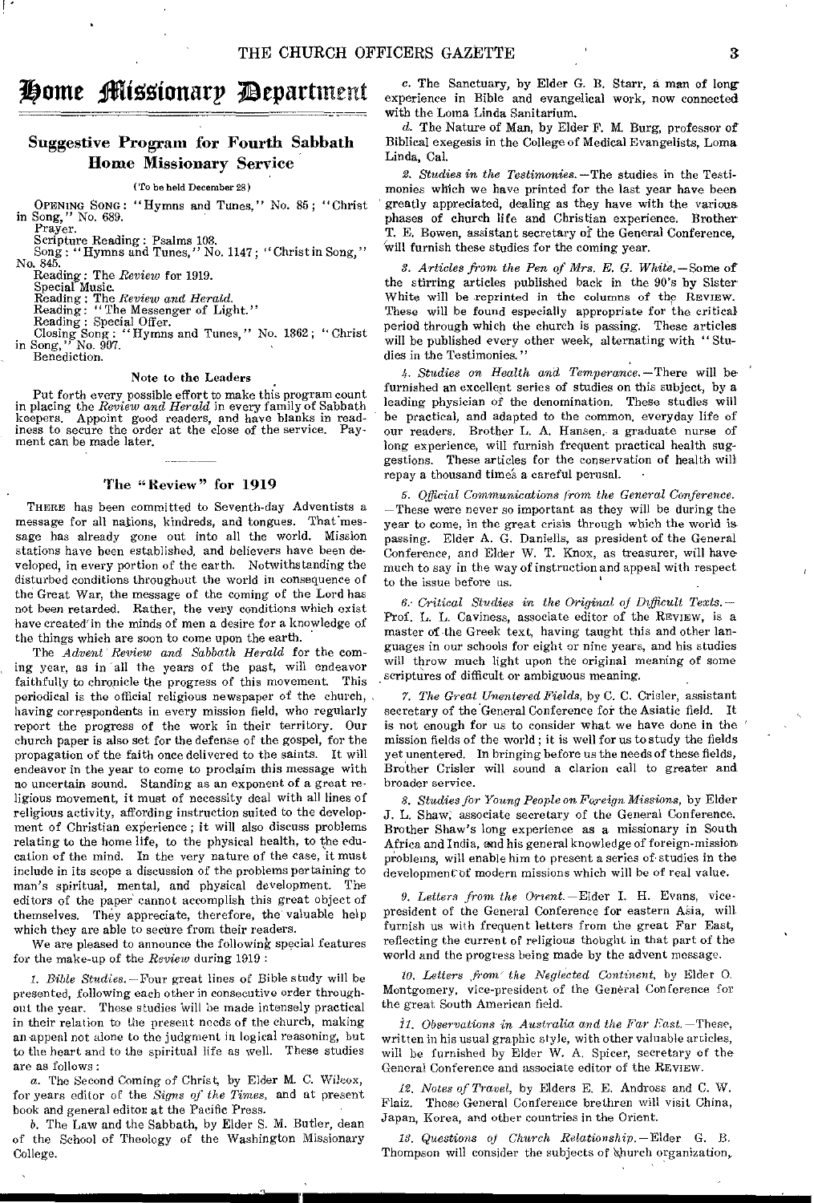# Home Missionary Department

## Suggestive Program for Fourth Sabbath Home Missionary Service

(To be held December 28)

OPENING SONG: "Hymns and Tunes," No. 85; "Christ in Song," No. 689.

Prayer.

Scripture Reading: Psalms 103.

Song: "Hymns and Tunes," No. 1147; "Christ in Song," No. 845.

Reading: The *Review* for 1919.

Special Music.

Reading: The *Review and Herald.*

Reading: "The Messenger of Light."

Reading: Special Offer.

Closing Song: "Hymns and Tunes," No. 1362; "Christ in Song," No. 907.

Benediction.

### Note to the Leaders

Put forth every possible effort to make this program count in placing the *Review and Herald* in every family of Sabbath keepers. Appoint good readers, and have blanks in readiness to secure the order at the close of the service. Payment can be made later.

## The "Review" for 1919

THERE has been committed to Seventh-day Adventists a message for all nations, kindreds, and tongues. That message has already gone out into all the world. Mission stations have been established, and believers have been developed, in every portion of the earth. Notwithstanding the disturbed conditions throughout the world in consequence of the Great War, the message of the coming of the Lord has not been retarded. Rather, the very conditions which exist have created in the minds of men a desire for a knowledge of the things which are soon to come upon the earth.

The *Advent Review and Sabbath Herald* for the coming year, as in all the years of the past, will endeavor faithfully to chronicle the progress of this movement. This periodical is the official religious newspaper of the church, having correspondents in every mission field, who regularly report the progress of the work in their territory. Our church paper is also set for the defense of the gospel, for the propagation of the faith once delivered to the saints. It will endeavor in the year to come to proclaim this message with no uncertain sound. Standing as an exponent of a great religious movement, it must of necessity deal with all lines of religious activity, affording instruction suited to the development of Christian experience; it will also discuss problems relating to the home life, to the physical health, to the education of the mind. In the very nature of the case, it must include in its scope a discussion of the problems pertaining to man's spiritual, mental, and physical development. The editors of the paper cannot accomplish this great object of themselves. They appreciate, therefore, the valuable help which they are able to secure from their readers.

We are pleased to announce the following special features for the make-up of the *Review* during 1919:

1. *Bible Studies.*—Four great lines of Bible study will be presented, following each other in consecutive order throughout the year. These studies will be made intensely practical in their relation to the present needs of the church, making an appeal not alone to the judgment in logical reasoning, but to the heart and to the spiritual life as well. These studies are as follows:

*a.* The Second Coming of Christ, by Elder M. C. Wilcox, for years editor of the *Signs of the Times,* and at present book and general editor at the Pacific Press.

*b.* The Law and the Sabbath, by Elder S. M. Butler, dean of the School of Theology of the Washington Missionary College.

*c.* The Sanctuary, by Elder G. B. Starr, a man of long experience in Bible and evangelical work, now connected with the Loma Linda Sanitarium.

*d.* The Nature of Man, by Elder F. M. Burg, professor of Biblical exegesis in the College of Medical Evangelists, Loma Linda, Cal.

2. *Studies in the Testimonies.*—The studies in the Testimonies which we have printed for the last year have been greatly appreciated, dealing as they have with the various phases of church life and Christian experience. Brother T. E. Bowen, assistant secretary of the General Conference, will furnish these studies for the coming year.

3. *Articles from the Pen of Mrs. E. G. White.*—Some of the stirring articles published back in the 90's by Sister White will be reprinted in the columns of the REVIEW. These will be found especially appropriate for the critical period through which the church is passing. These articles will be published every other week, alternating with "Studies in the Testimonies."

4. *Studies on Health and Temperance.*—There will be furnished an excellent series of studies on this subject, by a leading physician of the denomination. These studies will be practical, and adapted to the common, everyday life of our readers. Brother L. A. Hansen, a graduate nurse of long experience, will furnish frequent practical health suggestions. These articles for the conservation of health will repay a thousand times a careful perusal.

5. *Official Communications from the General Conference.*—These were never so important as they will be during the year to come, in the great crisis through which the world is passing. Elder A. G. Daniells, as president of the General Conference, and Elder W. T. Knox, as treasurer, will have much to say in the way of instruction and appeal with respect to the issue before us.

6. *Critical Studies in the Original of Difficult Texts.*—Prof. L. L. Caviness, associate editor of the REVIEW, is a master of the Greek text, having taught this and other languages in our schools for eight or nine years, and his studies will throw much light upon the original meaning of some scriptures of difficult or ambiguous meaning.

7. *The Great Unentered Fields,* by C. C. Crisler, assistant secretary of the General Conference for the Asiatic field. It is not enough for us to consider what we have done in the mission fields of the world; it is well for us to study the fields yet unentered. In bringing before us the needs of these fields, Brother Crisler will sound a clarion call to greater and broader service.

8. *Studies for Young People on Foreign Missions,* by Elder J. L. Shaw, associate secretary of the General Conference. Brother Shaw's long experience as a missionary in South Africa and India, and his general knowledge of foreign-mission problems, will enable him to present a series of studies in the development of modern missions which will be of real value.

9. *Letters from the Orient.*—Elder I. H. Evans, vice-president of the General Conference for eastern Asia, will furnish us with frequent letters from the great Far East, reflecting the current of religious thought in that part of the world and the progress being made by the advent message.

10. *Letters from the Neglected Continent,* by Elder O. Montgomery, vice-president of the General Conference for the great South American field.

11. *Observations in Australia and the Far East.*—These, written in his usual graphic style, with other valuable articles, will be furnished by Elder W. A. Spicer, secretary of the General Conference and associate editor of the REVIEW.

12. *Notes of Travel,* by Elders E. E. Andross and C. W. Flaiz. These General Conference brethren will visit China, Japan, Korea, and other countries in the Orient.

13. *Questions of Church Relationship.*—Elder G. B. Thompson will consider the subjects of church organization,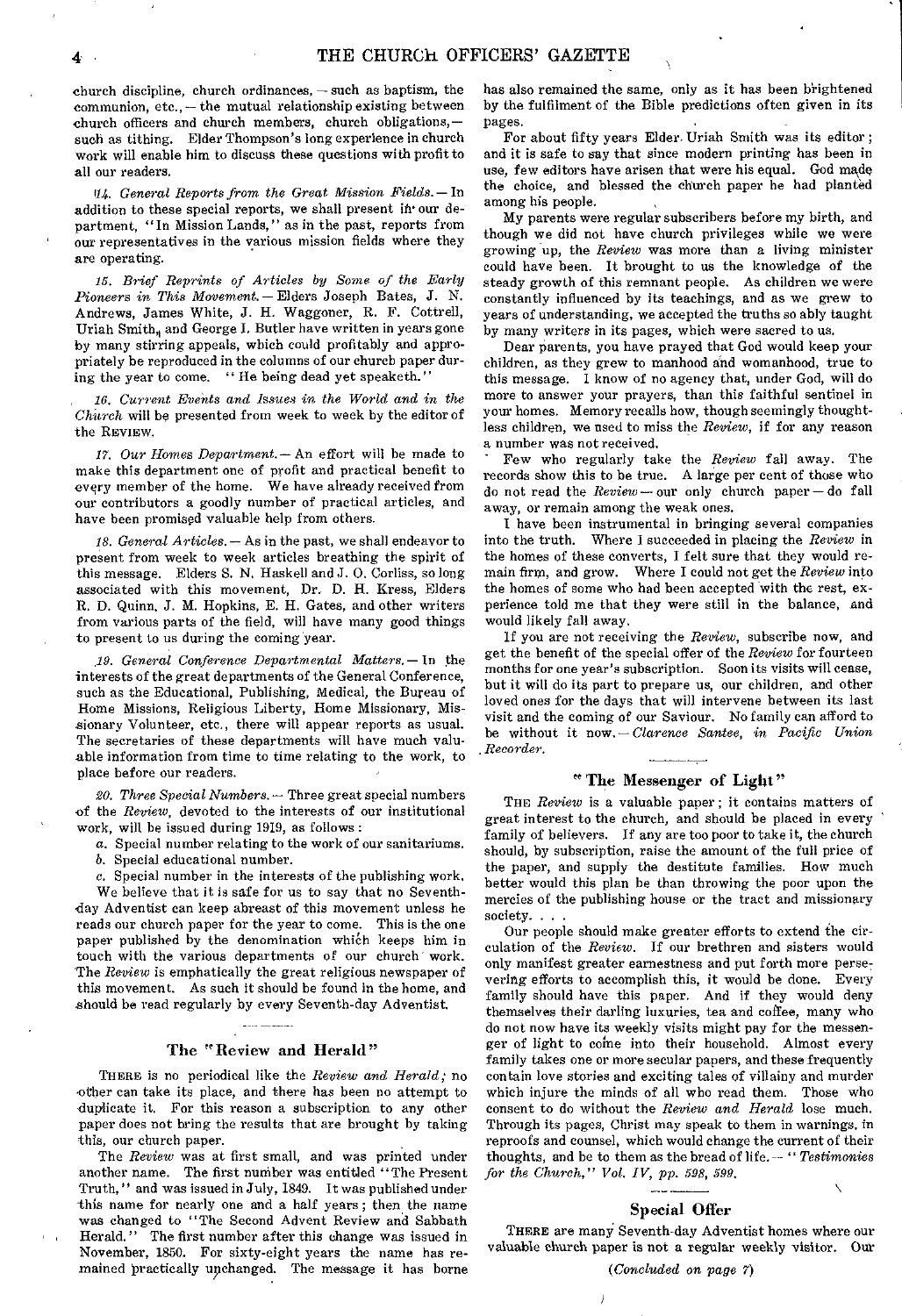church discipline, church ordinances, — such as baptism, the communion, etc., — the mutual relationship existing between church officers and church members, church obligations, — such as tithing. Elder Thompson's long experience in church work will enable him to discuss these questions with profit to all our readers.

*14. General Reports from the Great Mission Fields.* — In addition to these special reports, we shall present in our department, "In Mission Lands," as in the past, reports from our representatives in the various mission fields where they are operating.

*15. Brief Reprints of Articles by Some of the Early Pioneers in This Movement.* — Elders Joseph Bates, J. N. Andrews, James White, J. H. Waggoner, R. F. Cottrell, Uriah Smith, and George I. Butler have written in years gone by many stirring appeals, which could profitably and appropriately be reproduced in the columns of our church paper during the year to come. "He being dead yet speaketh."

*16. Current Events and Issues in the World and in the Church* will be presented from week to week by the editor of the REVIEW.

*17. Our Homes Department.* — An effort will be made to make this department one of profit and practical benefit to every member of the home. We have already received from our contributors a goodly number of practical articles, and have been promised valuable help from others.

*18. General Articles.* — As in the past, we shall endeavor to present from week to week articles breathing the spirit of this message. Elders S. N. Haskell and J. O. Corliss, so long associated with this movement, Dr. D. H. Kress, Elders R. D. Quinn, J. M. Hopkins, E. H. Gates, and other writers from various parts of the field, will have many good things to present to us during the coming year.

*19. General Conference Departmental Matters.* — In the interests of the great departments of the General Conference, such as the Educational, Publishing, Medical, the Bureau of Home Missions, Religious Liberty, Home Missionary, Missionary Volunteer, etc., there will appear reports as usual. The secretaries of these departments will have much valuable information from time to time relating to the work, to place before our readers.

*20. Three Special Numbers.* — Three great special numbers of the *Review*, devoted to the interests of our institutional work, will be issued during 1919, as follows:

*a.* Special number relating to the work of our sanitariums.

*b.* Special educational number.

*c.* Special number in the interests of the publishing work.

We believe that it is safe for us to say that no Seventh-day Adventist can keep abreast of this movement unless he reads our church paper for the year to come. This is the one paper published by the denomination which keeps him in touch with the various departments of our church work. The *Review* is emphatically the great religious newspaper of this movement. As such it should be found in the home, and should be read regularly by every Seventh-day Adventist.

## The "Review and Herald"

THERE is no periodical like the *Review and Herald;* no other can take its place, and there has been no attempt to duplicate it. For this reason a subscription to any other paper does not bring the results that are brought by taking this, our church paper.

The *Review* was at first small, and was printed under another name. The first number was entitled "The Present Truth," and was issued in July, 1849. It was published under this name for nearly one and a half years; then the name was changed to "The Second Advent Review and Sabbath Herald." The first number after this change was issued in November, 1850. For sixty-eight years the name has remained practically unchanged. The message it has borne has also remained the same, only as it has been brightened by the fulfilment of the Bible predictions often given in its pages.

For about fifty years Elder Uriah Smith was its editor; and it is safe to say that since modern printing has been in use, few editors have arisen that were his equal. God made the choice, and blessed the church paper he had planted among his people.

My parents were regular subscribers before my birth, and though we did not have church privileges while we were growing up, the *Review* was more than a living minister could have been. It brought to us the knowledge of the steady growth of this remnant people. As children we were constantly influenced by its teachings, and as we grew to years of understanding, we accepted the truths so ably taught by many writers in its pages, which were sacred to us.

Dear parents, you have prayed that God would keep your children, as they grew to manhood and womanhood, true to this message. I know of no agency that, under God, will do more to answer your prayers, than this faithful sentinel in your homes. Memory recalls how, though seemingly thoughtless children, we used to miss the *Review*, if for any reason a number was not received.

Few who regularly take the *Review* fall away. The records show this to be true. A large per cent of those who do not read the *Review* — our only church paper — do fall away, or remain among the weak ones.

I have been instrumental in bringing several companies into the truth. Where I succeeded in placing the *Review* in the homes of these converts, I felt sure that they would remain firm, and grow. Where I could not get the *Review* into the homes of some who had been accepted with the rest, experience told me that they were still in the balance, and would likely fall away.

If you are not receiving the *Review*, subscribe now, and get the benefit of the special offer of the *Review* for fourteen months for one year's subscription. Soon its visits will cease, but it will do its part to prepare us, our children, and other loved ones for the days that will intervene between its last visit and the coming of our Saviour. No family can afford to be without it now. — *Clarence Santee, in Pacific Union Recorder.*

## "The Messenger of Light"

THE *Review* is a valuable paper; it contains matters of great interest to the church, and should be placed in every family of believers. If any are too poor to take it, the church should, by subscription, raise the amount of the full price of the paper, and supply the destitute families. How much better would this plan be than throwing the poor upon the mercies of the publishing house or the tract and missionary society. . . .

Our people should make greater efforts to extend the circulation of the *Review*. If our brethren and sisters would only manifest greater earnestness and put forth more persevering efforts to accomplish this, it would be done. Every family should have this paper. And if they would deny themselves their darling luxuries, tea and coffee, many who do not now have its weekly visits might pay for the messenger of light to come into their household. Almost every family takes one or more secular papers, and these frequently contain love stories and exciting tales of villainy and murder which injure the minds of all who read them. Those who consent to do without the *Review and Herald* lose much. Through its pages, Christ may speak to them in warnings, in reproofs and counsel, which would change the current of their thoughts, and be to them as the bread of life. — *"Testimonies for the Church," Vol. IV, pp. 598, 599.*

## Special Offer

THERE are many Seventh-day Adventist homes where our valuable church paper is not a regular weekly visitor. Our

*(Concluded on page 7)*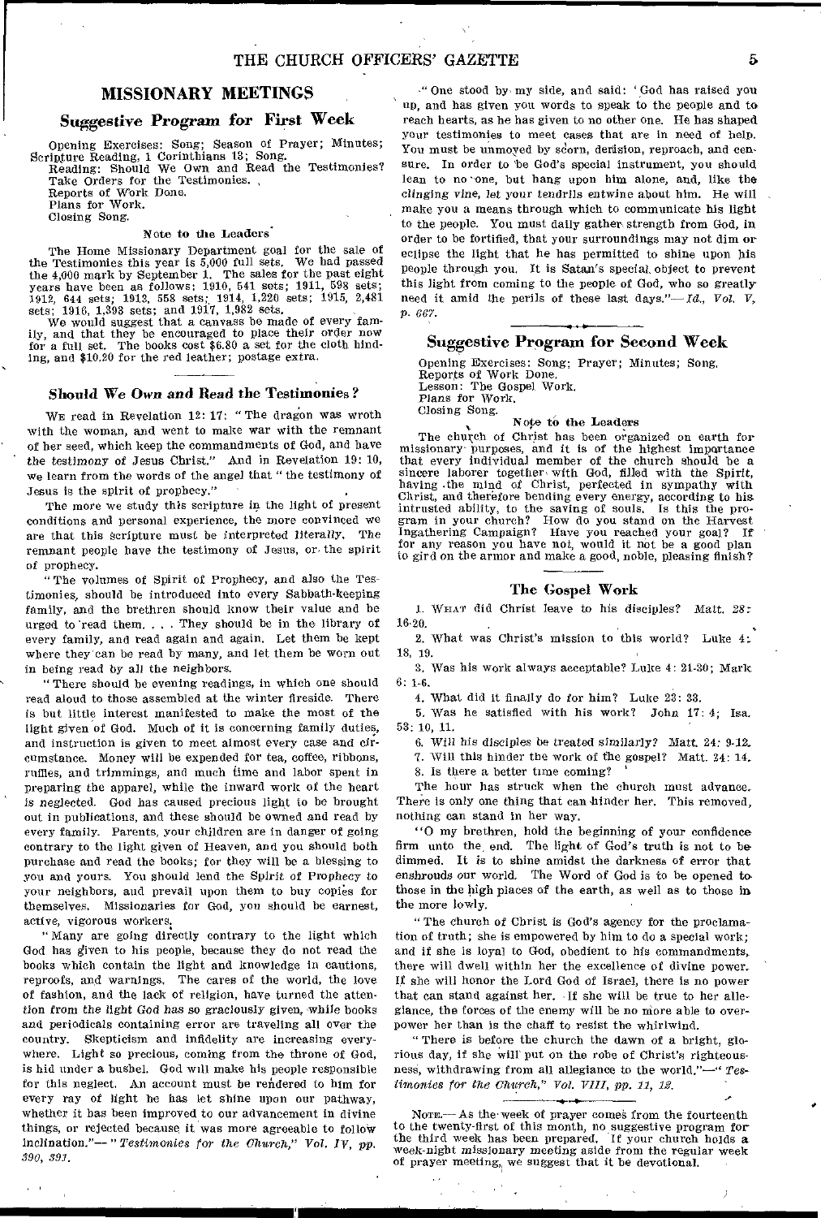## MISSIONARY MEETINGS

### Suggestive Program for First Week

Opening Exercises: Song; Season of Prayer; Minutes; Scripture Reading, 1 Corinthians 13; Song.
Reading: Should We Own and Read the Testimonies?
Take Orders for the Testimonies.
Reports of Work Done.
Plans for Work.
Closing Song.

#### Note to the Leaders

The Home Missionary Department goal for the sale of the Testimonies this year is 5,000 full sets. We had passed the 4,000 mark by September 1. The sales for the past eight years have been as follows: 1910, 541 sets; 1911, 598 sets; 1912, 644 sets; 1913, 558 sets; 1914, 1,220 sets; 1915, 2,481 sets; 1916, 1,393 sets; and 1917, 1,982 sets.

We would suggest that a canvass be made of every family, and that they be encouraged to place their order now for a full set. The books cost $6.80 a set for the cloth binding, and $10.20 for the red leather; postage extra.

### Should We Own and Read the Testimonies?

We read in Revelation 12: 17: "The dragon was wroth with the woman, and went to make war with the remnant of her seed, which keep the commandments of God, and have the testimony of Jesus Christ." And in Revelation 19: 10, we learn from the words of the angel that "the testimony of Jesus is the spirit of prophecy."

The more we study this scripture in the light of present conditions and personal experience, the more convinced we are that this scripture must be interpreted literally. The remnant people have the testimony of Jesus, or the spirit of prophecy.

"The volumes of Spirit of Prophecy, and also the Testimonies, should be introduced into every Sabbath-keeping family, and the brethren should know their value and be urged to read them. . . . They should be in the library of every family, and read again and again. Let them be kept where they can be read by many, and let them be worn out in being read by all the neighbors.

"There should be evening readings, in which one should read aloud to those assembled at the winter fireside. There is but little interest manifested to make the most of the light given of God. Much of it is concerning family duties, and instruction is given to meet almost every case and circumstance. Money will be expended for tea, coffee, ribbons, ruffles, and trimmings, and much time and labor spent in preparing the apparel, while the inward work of the heart is neglected. God has caused precious light to be brought out in publications, and these should be owned and read by every family. Parents, your children are in danger of going contrary to the light given of Heaven, and you should both purchase and read the books; for they will be a blessing to you and yours. You should lend the Spirit of Prophecy to your neighbors, and prevail upon them to buy copies for themselves. Missionaries for God, you should be earnest, active, vigorous workers.

"Many are going directly contrary to the light which God has given to his people, because they do not read the books which contain the light and knowledge in cautions, reproofs, and warnings. The cares of the world, the love of fashion, and the lack of religion, have turned the attention from the light God has so graciously given, while books and periodicals containing error are traveling all over the country. Skepticism and infidelity are increasing everywhere. Light so precious, coming from the throne of God, is hid under a bushel. God will make his people responsible for this neglect. An account must be rendered to him for every ray of light he has let shine upon our pathway, whether it has been improved to our advancement in divine things, or rejected because it was more agreeable to follow inclination."—*"Testimonies for the Church," Vol. IV, pp. 390, 391.*

"One stood by my side, and said: 'God has raised you up, and has given you words to speak to the people and to reach hearts, as he has given to no other one. He has shaped your testimonies to meet cases that are in need of help. You must be unmoved by scorn, derision, reproach, and censure. In order to be God's special instrument, you should lean to no one, but hang upon him alone, and, like the clinging vine, let your tendrils entwine about him. He will make you a means through which to communicate his light to the people. You must daily gather strength from God, in order to be fortified, that your surroundings may not dim or eclipse the light that he has permitted to shine upon his people through you. It is Satan's special object to prevent this light from coming to the people of God, who so greatly need it amid the perils of these last days."—*Id., Vol. V, p. 667.*

### Suggestive Program for Second Week

Opening Exercises: Song; Prayer; Minutes; Song.
Reports of Work Done.
Lesson: The Gospel Work.
Plans for Work.
Closing Song.

#### Note to the Leaders

The church of Christ has been organized on earth for missionary purposes, and it is of the highest importance that every individual member of the church should be a sincere laborer together with God, filled with the Spirit, having the mind of Christ, perfected in sympathy with Christ, and therefore bending every energy, according to his intrusted ability, to the saving of souls. Is this the program in your church? How do you stand on the Harvest Ingathering Campaign? Have you reached your goal? If for any reason you have not, would it not be a good plan to gird on the armor and make a good, noble, pleasing finish?

### The Gospel Work

1. What did Christ leave to his disciples? Matt. 28: 16-20.
2. What was Christ's mission to this world? Luke 4: 18, 19.
3. Was his work always acceptable? Luke 4: 21-30; Mark 6: 1-6.
4. What did it finally do for him? Luke 23: 33.
5. Was he satisfied with his work? John 17: 4; Isa. 53: 10, 11.
6. Will his disciples be treated similarly? Matt. 24: 9-12.
7. Will this hinder the work of the gospel? Matt. 24: 14.
8. Is there a better time coming?

The hour has struck when the church must advance. There is only one thing that can hinder her. This removed, nothing can stand in her way.

"O my brethren, hold the beginning of your confidence firm unto the end. The light of God's truth is not to be dimmed. It is to shine amidst the darkness of error that enshrouds our world. The Word of God is to be opened to those in the high places of the earth, as well as to those in the more lowly.

"The church of Christ is God's agency for the proclamation of truth; she is empowered by him to do a special work; and if she is loyal to God, obedient to his commandments, there will dwell within her the excellence of divine power. If she will honor the Lord God of Israel, there is no power that can stand against her. If she will be true to her allegiance, the forces of the enemy will be no more able to overpower her than is the chaff to resist the whirlwind.

"There is before the church the dawn of a bright, glorious day, if she will put on the robe of Christ's righteousness, withdrawing from all allegiance to the world."—*"Testimonies for the Church," Vol. VIII, pp. 11, 12.*

Note.—As the week of prayer comes from the fourteenth to the twenty-first of this month, no suggestive program for the third week has been prepared. If your church holds a week-night missionary meeting aside from the regular week of prayer meeting, we suggest that it be devotional.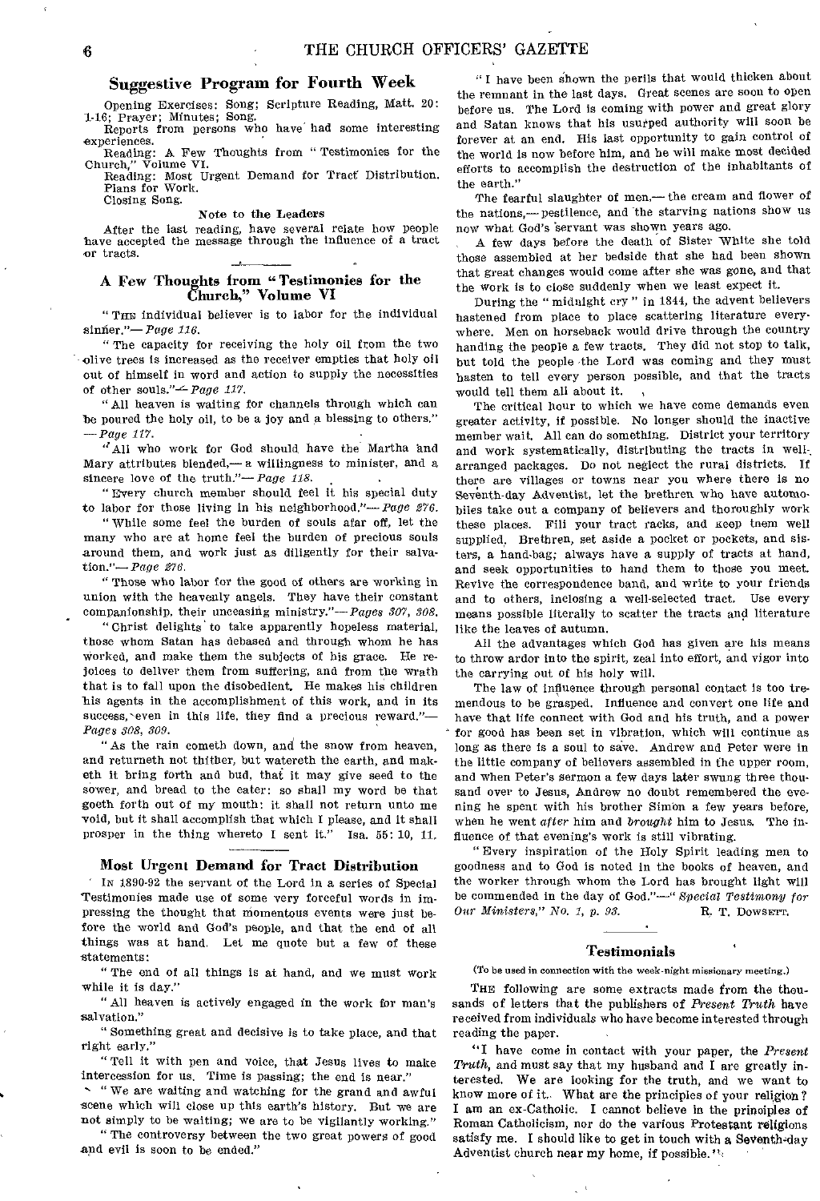## Suggestive Program for Fourth Week

Opening Exercises: Song; Scripture Reading, Matt. 20: 1-16; Prayer; Minutes; Song.

Reports from persons who have had some interesting experiences.

Reading: A Few Thoughts from "Testimonies for the Church," Volume VI.

Reading: Most Urgent Demand for Tract Distribution.

Plans for Work.

Closing Song.

### Note to the Leaders

After the last reading, have several relate how people have accepted the message through the influence of a tract or tracts.

## A Few Thoughts from "Testimonies for the Church," Volume VI

"The individual believer is to labor for the individual sinner."— *Page 116.*

"The capacity for receiving the holy oil from the two olive trees is increased as the receiver empties that holy oil out of himself in word and action to supply the necessities of other souls."— *Page 117.*

"All heaven is waiting for channels through which can be poured the holy oil, to be a joy and a blessing to others." — *Page 117.*

"All who work for God should have the Martha and Mary attributes blended,— a willingness to minister, and a sincere love of the truth."— *Page 118.*

"Every church member should feel it his special duty to labor for those living in his neighborhood."— *Page 276.*

"While some feel the burden of souls afar off, let the many who are at home feel the burden of precious souls around them, and work just as diligently for their salvation."— *Page 276.*

"Those who labor for the good of others are working in union with the heavenly angels. They have their constant companionship, their unceasing ministry."— *Pages 307, 308.*

"Christ delights to take apparently hopeless material, those whom Satan has debased and through whom he has worked, and make them the subjects of his grace. He rejoices to deliver them from suffering, and from the wrath that is to fall upon the disobedient. He makes his children his agents in the accomplishment of this work, and in its success, even in this life, they find a precious reward."— *Pages 308, 309.*

"As the rain cometh down, and the snow from heaven, and returneth not thither, but watereth the earth, and maketh it bring forth and bud, that it may give seed to the sower, and bread to the eater: so shall my word be that goeth forth out of my mouth: it shall not return unto me void, but it shall accomplish that which I please, and it shall prosper in the thing whereto I sent it." Isa. 55: 10, 11.

## Most Urgent Demand for Tract Distribution

In 1890-92 the servant of the Lord in a series of Special Testimonies made use of some very forceful words in impressing the thought that momentous events were just before the world and God's people, and that the end of all things was at hand. Let me quote but a few of these statements:

"The end of all things is at hand, and we must work while it is day."

"All heaven is actively engaged in the work for man's salvation."

"Something great and decisive is to take place, and that right early."

"Tell it with pen and voice, that Jesus lives to make intercession for us. Time is passing; the end is near."

"We are waiting and watching for the grand and awful scene which will close up this earth's history. But we are not simply to be waiting; we are to be vigilantly working."

"The controversy between the two great powers of good and evil is soon to be ended."

"I have been shown the perils that would thicken about the remnant in the last days. Great scenes are soon to open before us. The Lord is coming with power and great glory and Satan knows that his usurped authority will soon be forever at an end. His last opportunity to gain control of the world is now before him, and he will make most decided efforts to accomplish the destruction of the inhabitants of the earth."

The fearful slaughter of men,— the cream and flower of the nations,— pestilence, and the starving nations show us now what God's servant was shown years ago.

A few days before the death of Sister White she told those assembled at her bedside that she had been shown that great changes would come after she was gone, and that the work is to close suddenly when we least expect it.

During the "midnight cry" in 1844, the advent believers hastened from place to place scattering literature everywhere. Men on horseback would drive through the country handing the people a few tracts. They did not stop to talk, but told the people the Lord was coming and they must hasten to tell every person possible, and that the tracts would tell them all about it.

The critical hour to which we have come demands even greater activity, if possible. No longer should the inactive member wait. All can do something. District your territory and work systematically, distributing the tracts in well-arranged packages. Do not neglect the rural districts. If there are villages or towns near you where there is no Seventh-day Adventist, let the brethren who have automobiles take out a company of believers and thoroughly work these places. Fill your tract racks, and keep them well supplied. Brethren, set aside a pocket or pockets, and sisters, a hand-bag; always have a supply of tracts at hand, and seek opportunities to hand them to those you meet. Revive the correspondence band, and write to your friends and to others, inclosing a well-selected tract. Use every means possible literally to scatter the tracts and literature like the leaves of autumn.

All the advantages which God has given are his means to throw ardor into the spirit, zeal into effort, and vigor into the carrying out of his holy will.

The law of influence through personal contact is too tremendous to be grasped. Influence and convert one life and have that life connect with God and his truth, and a power for good has been set in vibration, which will continue as long as there is a soul to save. Andrew and Peter were in the little company of believers assembled in the upper room, and when Peter's sermon a few days later swung three thousand over to Jesus, Andrew no doubt remembered the evening he spent with his brother Simon a few years before, when he went *after* him and *brought* him to Jesus. The influence of that evening's work is still vibrating.

"Every inspiration of the Holy Spirit leading men to goodness and to God is noted in the books of heaven, and the worker through whom the Lord has brought light will be commended in the day of God."—"*Special Testimony for Our Ministers,*" *No. 1, p. 93.*

R. T. Dowsett.

## Testimonials

(To be used in connection with the week-night missionary meeting.)

The following are some extracts made from the thousands of letters that the publishers of *Present Truth* have received from individuals who have become interested through reading the paper.

"I have come in contact with your paper, the *Present Truth,* and must say that my husband and I are greatly interested. We are looking for the truth, and we want to know more of it. What are the principles of your religion? I am an ex-Catholic. I cannot believe in the principles of Roman Catholicism, nor do the various Protestant religions satisfy me. I should like to get in touch with a Seventh-day Adventist church near my home, if possible."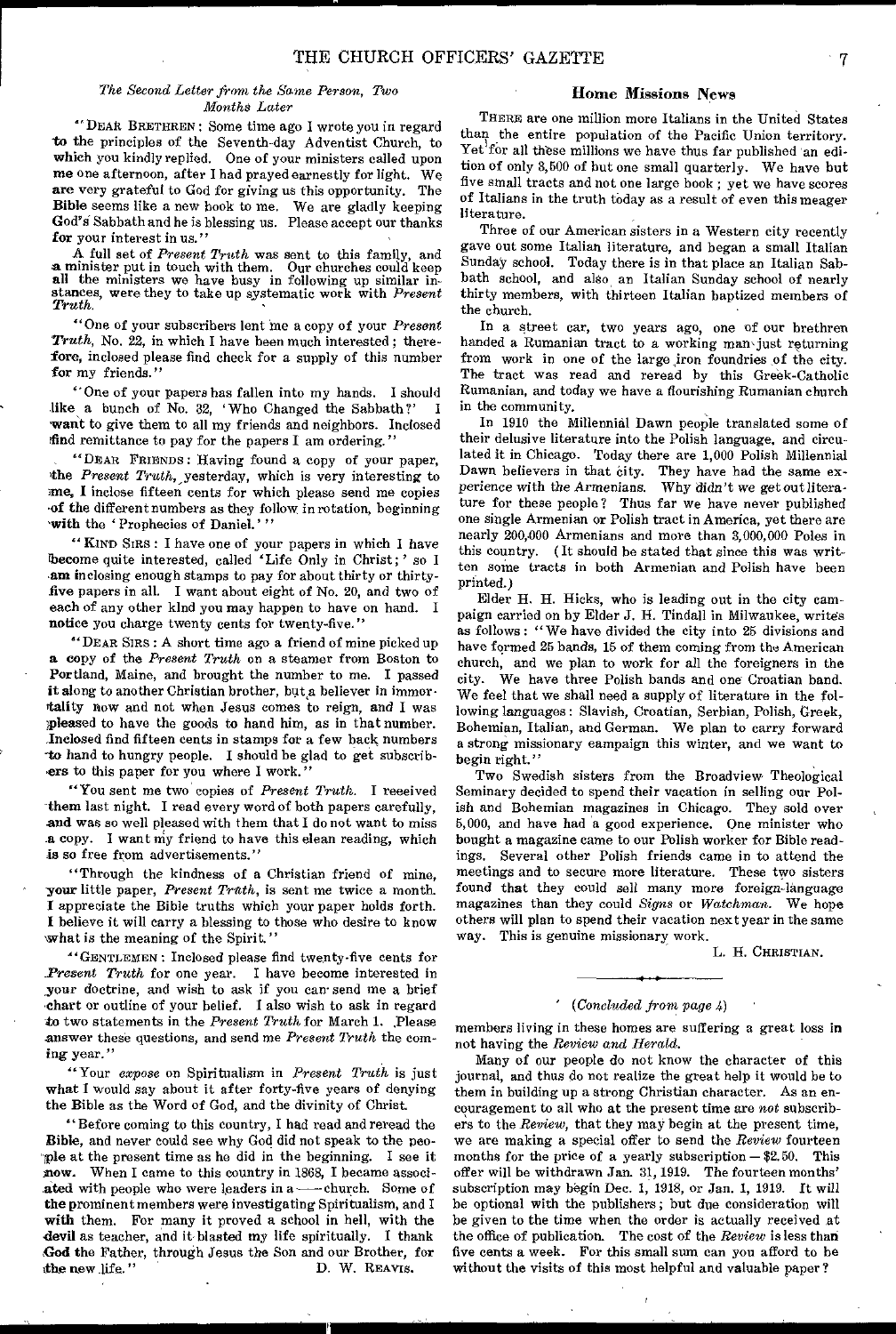*The Second Letter from the Same Person, Two Months Later*

"DEAR BRETHREN: Some time ago I wrote you in regard to the principles of the Seventh-day Adventist Church, to which you kindly replied. One of your ministers called upon me one afternoon, after I had prayed earnestly for light. We are very grateful to God for giving us this opportunity. The Bible seems like a new book to me. We are gladly keeping God's Sabbath and he is blessing us. Please accept our thanks for your interest in us."

A full set of *Present Truth* was sent to this family, and a minister put in touch with them. Our churches could keep all the ministers we have busy in following up similar instances, were they to take up systematic work with *Present Truth*.

"One of your subscribers lent me a copy of your *Present Truth*, No. 22, in which I have been much interested; therefore, inclosed please find check for a supply of this number for my friends."

"One of your papers has fallen into my hands. I should like a bunch of No. 32, 'Who Changed the Sabbath?' I want to give them to all my friends and neighbors. Inclosed find remittance to pay for the papers I am ordering."

"DEAR FRIENDS: Having found a copy of your paper, the *Present Truth*, yesterday, which is very interesting to me, I inclose fifteen cents for which please send me copies of the different numbers as they follow in rotation, beginning with the 'Prophecies of Daniel.'"

"KIND SIRS: I have one of your papers in which I have become quite interested, called 'Life Only in Christ;' so I am inclosing enough stamps to pay for about thirty or thirty-five papers in all. I want about eight of No. 20, and two of each of any other kind you may happen to have on hand. I notice you charge twenty cents for twenty-five."

"DEAR SIRS: A short time ago a friend of mine picked up a copy of the *Present Truth* on a steamer from Boston to Portland, Maine, and brought the number to me. I passed it along to another Christian brother, but a believer in immortality now and not when Jesus comes to reign, and I was pleased to have the goods to hand him, as in that number. Inclosed find fifteen cents in stamps for a few back numbers to hand to hungry people. I should be glad to get subscribers to this paper for you where I work."

"You sent me two copies of *Present Truth*. I received them last night. I read every word of both papers carefully, and was so well pleased with them that I do not want to miss a copy. I want my friend to have this clean reading, which is so free from advertisements."

"Through the kindness of a Christian friend of mine, your little paper, *Present Truth*, is sent me twice a month. I appreciate the Bible truths which your paper holds forth. I believe it will carry a blessing to those who desire to know what is the meaning of the Spirit."

"GENTLEMEN: Inclosed please find twenty-five cents for *Present Truth* for one year. I have become interested in your doctrine, and wish to ask if you can send me a brief chart or outline of your belief. I also wish to ask in regard to two statements in the *Present Truth* for March 1. Please answer these questions, and send me *Present Truth* the coming year."

"Your *expose* on Spiritualism in *Present Truth* is just what I would say about it after forty-five years of denying the Bible as the Word of God, and the divinity of Christ.

"Before coming to this country, I had read and reread the Bible, and never could see why God did not speak to the people at the present time as he did in the beginning. I see it now. When I came to this country in 1868, I became associated with people who were leaders in a —— church. Some of the prominent members were investigating Spiritualism, and I with them. For many it proved a school in hell, with the devil as teacher, and it blasted my life spiritually. I thank God the Father, through Jesus the Son and our Brother, for the new life."

D. W. REAVIS.

## Home Missions News

THERE are one million more Italians in the United States than the entire population of the Pacific Union territory. Yet for all these millions we have thus far published an edition of only 3,500 of but one small quarterly. We have but five small tracts and not one large book; yet we have scores of Italians in the truth today as a result of even this meager literature.

Three of our American sisters in a Western city recently gave out some Italian literature, and began a small Italian Sunday school. Today there is in that place an Italian Sabbath school, and also an Italian Sunday school of nearly thirty members, with thirteen Italian baptized members of the church.

In a street car, two years ago, one of our brethren handed a Rumanian tract to a working man just returning from work in one of the large iron foundries of the city. The tract was read and reread by this Greek-Catholic Rumanian, and today we have a flourishing Rumanian church in the community.

In 1910 the Millennial Dawn people translated some of their delusive literature into the Polish language, and circulated it in Chicago. Today there are 1,000 Polish Millennial Dawn believers in that city. They have had the same experience with the Armenians. Why didn't we get out literature for these people? Thus far we have never published one single Armenian or Polish tract in America, yet there are nearly 200,000 Armenians and more than 3,000,000 Poles in this country. (It should be stated that since this was written some tracts in both Armenian and Polish have been printed.)

Elder H. H. Hicks, who is leading out in the city campaign carried on by Elder J. H. Tindall in Milwaukee, writes as follows: "We have divided the city into 25 divisions and have formed 25 bands, 15 of them coming from the American church, and we plan to work for all the foreigners in the city. We have three Polish bands and one Croatian band. We feel that we shall need a supply of literature in the following languages: Slavish, Croatian, Serbian, Polish, Greek, Bohemian, Italian, and German. We plan to carry forward a strong missionary campaign this winter, and we want to begin right."

Two Swedish sisters from the Broadview Theological Seminary decided to spend their vacation in selling our Polish and Bohemian magazines in Chicago. They sold over 5,000, and have had a good experience. One minister who bought a magazine came to our Polish worker for Bible readings. Several other Polish friends came in to attend the meetings and to secure more literature. These two sisters found that they could sell many more foreign-language magazines than they could *Signs* or *Watchman*. We hope others will plan to spend their vacation next year in the same way. This is genuine missionary work.

L. H. CHRISTIAN.

---

(*Concluded from page 4*)

members living in these homes are suffering a great loss in not having the *Review and Herald*.

Many of our people do not know the character of this journal, and thus do not realize the great help it would be to them in building up a strong Christian character. As an encouragement to all who at the present time are *not* subscribers to the *Review*, that they may begin at the present time, we are making a special offer to send the *Review* fourteen months for the price of a yearly subscription — $2.50. This offer will be withdrawn Jan. 31, 1919. The fourteen months' subscription may begin Dec. 1, 1918, or Jan. 1, 1919. It will be optional with the publishers; but due consideration will be given to the time when the order is actually received at the office of publication. The cost of the *Review* is less than five cents a week. For this small sum can you afford to be without the visits of this most helpful and valuable paper?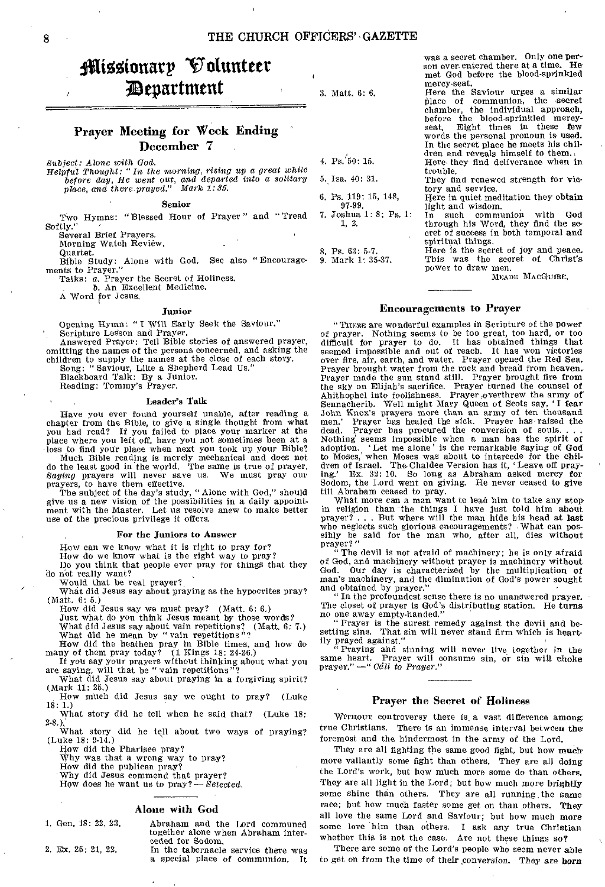# Missionary Volunteer Department

## Prayer Meeting for Week Ending December 7

*Subject: Alone with God.*

*Helpful Thought: "In the morning, rising up a great while before day, He went out, and departed into a solitary place, and there prayed." Mark 1: 35.*

### Senior

Two Hymns: "Blessed Hour of Prayer" and "Tread Softly."

Several Brief Prayers.

Morning Watch Review.

Quartet.

Bible Study: Alone with God. See also "Encouragements to Prayer."

Talks: *a.* Prayer the Secret of Holiness.

*b.* An Excellent Medicine.

A Word for Jesus.

### Junior

Opening Hymn: "I Will Early Seek the Saviour."

Scripture Lesson and Prayer.

Answered Prayer: Tell Bible stories of answered prayer, omitting the names of the persons concerned, and asking the children to supply the names at the close of each story.

Song: "Saviour, Like a Shepherd Lead Us."

Blackboard Talk: By a Junior.

Reading: Tommy's Prayer.

### Leader's Talk

Have you ever found yourself unable, after reading a chapter from the Bible, to give a single thought from what you had read? If you failed to place your marker at the place where you left off, have you not sometimes been at a loss to find your place when next you took up your Bible?

Much Bible reading is merely mechanical and does not do the least good in the world. The same is true of prayer. *Saying* prayers will never save us. We must pray our prayers, to have them effective.

The subject of the day's study, "Alone with God," should give us a new vision of the possibilities in a daily appointment with the Master. Let us resolve anew to make better use of the precious privilege it offers.

### For the Juniors to Answer

How can we know what it is right to pray for?

How do we know what is the right way to pray?

Do you think that people ever pray for things that they do not really want?

Would that be real prayer?

What did Jesus say about praying as the hypocrites pray? (Matt. 6: 5.)

How did Jesus say we must pray? (Matt. 6: 6.)

Just what do you think Jesus meant by those words?

What did Jesus say about vain repetitions? (Matt. 6: 7.)

What did he mean by "vain repetitions"?

How did the heathen pray in Bible times, and how do many of them pray today? (1 Kings 18: 24-26.)

If you say your prayers without thinking about what you are saying, will that be "vain repetitions"?

What did Jesus say about praying in a forgiving spirit? (Mark 11: 25.)

How much did Jesus say we ought to pray? (Luke 18: 1.)

What story did he tell when he said that? (Luke 18: 2-8.)

What story did he tell about two ways of praying? (Luke 18: 9-14.)

How did the Pharisee pray?

Why was that a wrong way to pray?

How did the publican pray?

Why did Jesus commend that prayer?

How does he want us to pray? — *Selected.*

## Alone with God

| | |
|---|---|
| 1. Gen. 18: 22, 23. | Abraham and the Lord communed together alone when Abraham interceded for Sodom. |
| 2. Ex. 25: 21, 22. | In the tabernacle service there was a special place of communion. It was a secret chamber. Only one person ever entered there at a time. He met God before the blood-sprinkled mercy-seat. |
| 3. Matt. 6: 6. | Here the Saviour urges a similar place of communion, the secret chamber, the individual approach, before the blood-sprinkled mercy-seat. Eight times in these few words the personal pronoun is used. In the secret place he meets his children and reveals himself to them. |
| 4. Ps. 50: 15. | Here they find deliverance when in trouble. |
| 5. Isa. 40: 31. | They find renewed strength for victory and service. |
| 6. Ps. 119: 15, 148, 97-99. | Here in quiet meditation they obtain light and wisdom. |
| 7. Joshua 1: 8; Ps. 1: 1, 2. | In such communion with God through his Word, they find the secret of success in both temporal and spiritual things. |
| 8. Ps. 63: 5-7. | Here is the secret of joy and peace. |
| 9. Mark 1: 35-37. | This was the secret of Christ's power to draw men. |

MEADE MACGUIRE.

## Encouragements to Prayer

"THERE are wonderful examples in Scripture of the power of prayer. Nothing seems to be too great, too hard, or too difficult for prayer to do. It has obtained things that seemed impossible and out of reach. It has won victories over fire, air, earth, and water. Prayer opened the Red Sea. Prayer brought water from the rock and bread from heaven. Prayer made the sun stand still. Prayer brought fire from the sky on Elijah's sacrifice. Prayer turned the counsel of Ahithophel into foolishness. Prayer overthrew the army of Sennacherib. Well might Mary Queen of Scots say, 'I fear John Knox's prayers more than an army of ten thousand men.' Prayer has healed the sick. Prayer has raised the dead. Prayer has procured the conversion of souls. . . . Nothing seems impossible when a man has the spirit of adoption. 'Let me alone' is the remarkable saying of God to Moses, when Moses was about to intercede for the children of Israel. The Chaldee Version has it, 'Leave off praying.' Ex. 32: 10. So long as Abraham asked mercy for Sodom, the Lord went on giving. He never ceased to give till Abraham ceased to pray.

What more can a man want to lead him to take any step in religion than the things I have just told him about prayer? . . . But where will the man hide his head at last who neglects such glorious encouragements? What can possibly be said for the man who, after all, dies without prayer?"

"The devil is not afraid of machinery; he is only afraid of God, and machinery without prayer is machinery without God. Our day is characterized by the multiplication of man's machinery, and the diminution of God's power sought and obtained by prayer."

"In the profoundest sense there is no unanswered prayer. The closet of prayer is God's distributing station. He turns no one away empty-handed."

"Prayer is the surest remedy against the devil and besetting sins. That sin will never stand firm which is heartily prayed against."

"Praying and sinning will never live together in the same heart. Prayer will consume sin, or sin will choke prayer." —"*Call to Prayer.*"

## Prayer the Secret of Holiness

WITHOUT controversy there is a vast difference among true Christians. There is an immense interval between the foremost and the hindermost in the army of the Lord.

They are all fighting the same good fight, but how much more valiantly some fight than others. They are all doing the Lord's work, but how much more some do than others. They are all light in the Lord; but how much more brightly some shine than others. They are all running the same race; but how much faster some get on than others. They all love the same Lord and Saviour; but how much more some love him than others. I ask any true Christian whether this is not the case. Are not these things so?

There are some of the Lord's people who seem never able to get on from the time of their conversion. They are born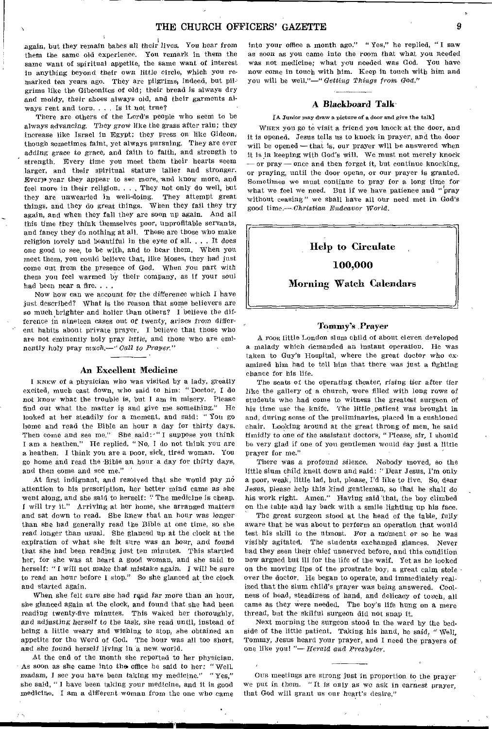again, but they remain babes all their lives. You hear from them the same old experience. You remark in them the same want of spiritual appetite, the same want of interest in anything beyond their own little circle, which you remarked ten years ago. They are pilgrims, indeed, but pilgrims like the Gibeonites of old; their bread is always dry and moldy, their shoes always old, and their garments always rent and torn. . . . Is it not true?

There are others of the Lord's people who seem to be always advancing. They grow like the grass after rain; they increase like Israel in Egypt; they press on like Gideon, though sometimes faint, yet always pursuing. They are ever adding grace to grace, and faith to faith, and strength to strength. Every time you meet them their hearts seem larger, and their spiritual stature taller and stronger. Every year they appear to see more, and know more, and feel more in their religion. . . . They not only do well, but they are unwearied in well-doing. They attempt great things, and they do great things. When they fail they try again, and when they fall they are soon up again. And all this time they think themselves poor, unprofitable servants, and fancy they do nothing at all. These are those who make religion lovely and beautiful in the eyes of all. . . . It does one good to see, to be with, and to hear them. When you meet them, you could believe that, like Moses, they had just come out from the presence of God. When you part with them you feel warmed by their company, as if your soul had been near a fire. . . .

Now how can we account for the difference which I have just described? What is the reason that some believers are so much brighter and holier than others? I believe the difference in nineteen cases out of twenty, arises from different habits about private prayer. I believe that those who are not eminently holy pray *little*, and those who are eminently holy pray *much*.—*"Call to Prayer."*

## An Excellent Medicine

I KNEW of a physician who was visited by a lady, greatly excited, much cast down, who said to him: "Doctor, I do not know what the trouble is, but I am in misery. Please find out what the matter is and give me something." He looked at her steadily for a moment, and said: "You go home and read the Bible an hour a day for thirty days. Then come and see me." She said: "I suppose you think I am a heathen." He replied, "No, I do not think you are a heathen. I think you are a poor, sick, tired woman. You go home and read the Bible an hour a day for thirty days, and then come and see me."

At first indignant, and resolved that she would pay no attention to his prescription, her better mind came as she went along, and she said to herself: "The medicine is cheap. I will try it." Arriving at her home, she arranged matters and sat down to read. She knew that an hour was longer than she had generally read the Bible at one time, so she read longer than usual. She glanced up at the clock at the expiration of what she felt sure was an hour, and found that she had been reading just ten minutes. This startled her, for she was at heart a good woman, and she said to herself: "I will not make that mistake again. I will be sure to read an hour before I stop." So she glanced at the clock and started again.

When she felt sure she had read far more than an hour, she glanced again at the clock, and found that she had been reading twenty-five minutes. This waked her thoroughly, and adjusting herself to the task, she read until, instead of being a little weary and wishing to stop, she obtained an appetite for the Word of God. The hour was all too short, and she found herself living in a new world.

At the end of the month she reported to her physician. As soon as she came into the office he said to her: "Well, madam, I see you have been taking my medicine." "Yes," she said, "I have been taking your medicine, and it is good medicine. I am a different woman from the one who came into your office a month ago." "Yes," he replied, "I saw as soon as you came into the room that what you needed was not medicine; what you needed was God. You have now come in touch with him. Keep in touch with him and you will be well."—*"Getting Things from God."*

## A Blackboard Talk

[A Junior may draw a picture of a door and give the talk]

WHEN you go to visit a friend you knock at the door, and it is opened. Jesus tells us to knock in prayer, and the door will be opened — that is, our prayer will be answered when it is in keeping with God's will. We must not merely knock — or pray — once and then forget it, but continue knocking, or praying, until the door opens, or our prayer is granted. Sometimes we must continue to pray for a long time for what we feel we need. But if we have patience and "pray without ceasing" we shall have all our need met in God's good time.—*Christian Endeavor World.*

**Help to Circulate**

**100,000**

**Morning Watch Calendars**

## Tommy's Prayer

A POOR little London slum child of about eleven developed a malady which demanded an instant operation. He was taken to Guy's Hospital, where the great doctor who examined him had to tell him that there was just a fighting chance for his life.

The seats of the operating theater, rising tier after tier like the gallery of a church, were filled with long rows of students who had come to witness the greatest surgeon of his time use the knife. The little patient was brought in and, during some of the preliminaries, placed in a cushioned chair. Looking around at the great throng of men, he said timidly to one of the assistant doctors, "Please, sir, I should be very glad if one of you gentlemen would say just a little prayer for me."

There was a profound silence. Nobody moved, so the little slum child knelt down and said: "Dear Jesus, I'm only a poor, weak, little lad, but, please, I'd like to live. So, dear Jesus, please help this kind gentleman, so that he shall do his work right. Amen." Having said that, the boy climbed on the table and lay back with a smile lighting up his face.

The great surgeon stood at the head of the table, fully aware that he was about to perform an operation that would test his skill to the utmost. For a moment or so he was visibly agitated. The students exchanged glances. Never had they seen their chief unnerved before, and this condition now argued but ill for the life of the waif. Yet as he looked on the moving lips of the prostrate boy, a great calm stole over the doctor. He began to operate, and immediately realized that the slum child's prayer was being answered. Coolness of head, steadiness of hand, and delicacy of touch, all came as they were needed. The boy's life hung on a mere thread, but the skilful surgeon did not snap it.

Next morning the surgeon stood in the ward by the bedside of the little patient. Taking his hand, he said, "Well, Tommy, Jesus heard your prayer, and I need the prayers of one like you!"—*Herald and Presbyter.*

OUR meetings are strong just in proportion to the prayer we put in them. "It is only as we ask in earnest prayer, that God will grant us our heart's desire."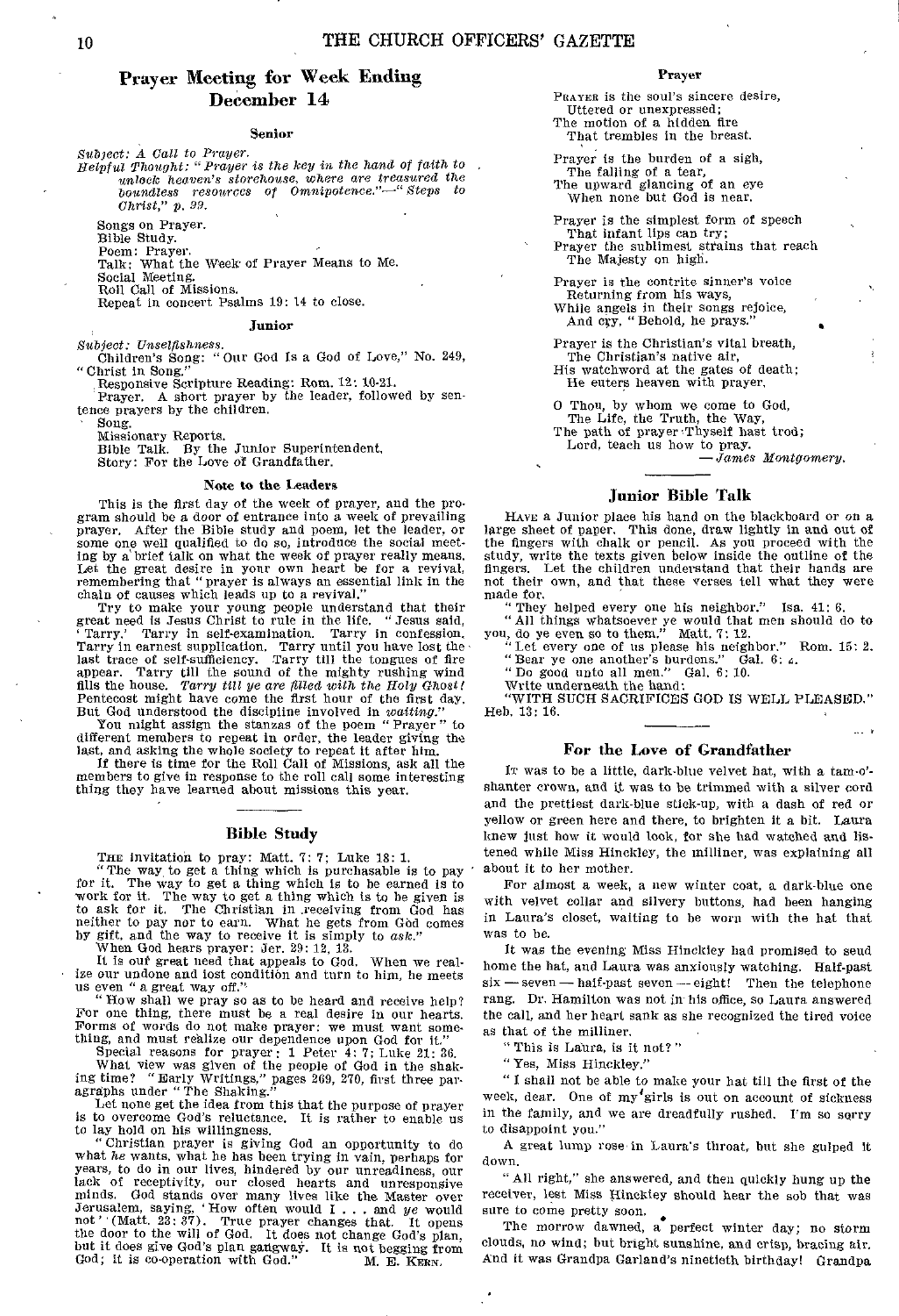## Prayer Meeting for Week Ending December 14

### Senior

*Subject: A Call to Prayer.*

*Helpful Thought: "Prayer is the key in the hand of faith to unlock heaven's storehouse, where are treasured the boundless resources of Omnipotence."—"Steps to Christ," p. 99.*

Songs on Prayer.
Bible Study.
Poem: Prayer.
Talk: What the Week of Prayer Means to Me.
Social Meeting.
Roll Call of Missions.
Repeat in concert Psalms 19: 14 to close.

### Junior

*Subject: Unselfishness.*

Children's Song: "Our God Is a God of Love," No. 249, "Christ in Song."
Responsive Scripture Reading: Rom. 12: 10-21.
Prayer. A short prayer by the leader, followed by sentence prayers by the children.
Song.
Missionary Reports.
Bible Talk. By the Junior Superintendent.
Story: For the Love of Grandfather.

#### Note to the Leaders

This is the first day of the week of prayer, and the program should be a door of entrance into a week of prevailing prayer. After the Bible study and poem, let the leader, or some one well qualified to do so, introduce the social meeting by a brief talk on what the week of prayer really means. Let the great desire in your own heart be for a revival, remembering that "prayer is always an essential link in the chain of causes which leads up to a revival."

Try to make your young people understand that their great need is Jesus Christ to rule in the life. "Jesus said, 'Tarry.' Tarry in self-examination. Tarry in confession. Tarry in earnest supplication. Tarry until you have lost the last trace of self-sufficiency. Tarry till the tongues of fire appear. Tarry till the sound of the mighty rushing wind fills the house. *Tarry till ye are filled with the Holy Ghost!* Pentecost might have come the first hour of the first day. But God understood the discipline involved in *waiting*."

You might assign the stanzas of the poem "Prayer" to different members to repeat in order, the leader giving the last, and asking the whole society to repeat it after him.

If there is time for the Roll Call of Missions, ask all the members to give in response to the roll call some interesting thing they have learned about missions this year.

### Bible Study

The invitation to pray: Matt. 7: 7; Luke 18: 1.

"The way to get a thing which is purchasable is to pay for it. The way to get a thing which is to be earned is to work for it. The way to get a thing which is to be given is to ask for it. The Christian in receiving from God has neither to pay nor to earn. What he gets from God comes by gift, and the way to receive it is simply to *ask*."

When God hears prayer: Jer. 29: 12, 13.

It is our great need that appeals to God. When we realize our undone and lost condition and turn to him, he meets us even "a great way off."

"How shall we pray so as to be heard and receive help? For one thing, there must be a real desire in our hearts. Forms of words do not make prayer: we must want something, and must realize our dependence upon God for it."

Special reasons for prayer: 1 Peter 4: 7; Luke 21: 36.

What view was given of the people of God in the shaking time? "Early Writings," pages 269, 270, first three paragraphs under "The Shaking."

Let none get the idea from this that the purpose of prayer is to overcome God's reluctance. It is rather to enable us to lay hold on his willingness.

"Christian prayer is giving God an opportunity to do what *he* wants, what he has been trying in vain, perhaps for years, to do in our lives, hindered by our unreadiness, our lack of receptivity, our closed hearts and unresponsive minds. God stands over many lives like the Master over Jerusalem, saying, 'How often would I . . . and *ye* would not' (Matt. 23: 37). True prayer changes that. It opens the door to the will of God. It does not change God's plan, but it does give God's plan gangway. It is not begging from God; it is co-operation with God."

M. E. Kern.

### Prayer

Prayer is the soul's sincere desire,
Uttered or unexpressed;
The motion of a hidden fire
That trembles in the breast.

Prayer is the burden of a sigh,
The falling of a tear,
The upward glancing of an eye
When none but God is near.

Prayer is the simplest form of speech
That infant lips can try;
Prayer the sublimest strains that reach
The Majesty on high.

Prayer is the contrite sinner's voice
Returning from his ways,
While angels in their songs rejoice,
And cry, "Behold, he prays."

Prayer is the Christian's vital breath,
The Christian's native air,
His watchword at the gates of death;
He enters heaven with prayer.

O Thou, by whom we come to God,
The Life, the Truth, the Way,
The path of prayer Thyself hast trod;
Lord, teach us how to pray.

—*James Montgomery.*

### Junior Bible Talk

Have a Junior place his hand on the blackboard or on a large sheet of paper. This done, draw lightly in and out of the fingers with chalk or pencil. As you proceed with the study, write the texts given below inside the outline of the fingers. Let the children understand that their hands are not their own, and that these verses tell what they were made for.

"They helped every one his neighbor." Isa. 41: 6.

"All things whatsoever ye would that men should do to you, do ye even so to them." Matt. 7: 12.

"Let every one of us please his neighbor." Rom. 15: 2.

"Bear ye one another's burdens." Gal. 6: 2.

"Do good unto all men." Gal. 6: 10.

Write underneath the hand:

"WITH SUCH SACRIFICES GOD IS WELL PLEASED." Heb. 13: 16.

### For the Love of Grandfather

It was to be a little, dark-blue velvet hat, with a tam-o'-shanter crown, and it was to be trimmed with a silver cord and the prettiest dark-blue stick-up, with a dash of red or yellow or green here and there, to brighten it a bit. Laura knew just how it would look, for she had watched and listened while Miss Hinckley, the milliner, was explaining all about it to her mother.

For almost a week, a new winter coat, a dark-blue one with velvet collar and silvery buttons, had been hanging in Laura's closet, waiting to be worn with the hat that was to be.

It was the evening Miss Hinckley had promised to send home the hat, and Laura was anxiously watching. Half-past six — seven — half-past seven — eight! Then the telephone rang. Dr. Hamilton was not in his office, so Laura answered the call, and her heart sank as she recognized the tired voice as that of the milliner.

"This is Laura, is it not?"

"Yes, Miss Hinckley."

"I shall not be able to make your hat till the first of the week, dear. One of my girls is out on account of sickness in the family, and we are dreadfully rushed. I'm so sorry to disappoint you."

A great lump rose in Laura's throat, but she gulped it down.

"All right," she answered, and then quickly hung up the receiver, lest Miss Hinckley should hear the sob that was sure to come pretty soon.

The morrow dawned, a perfect winter day; no storm clouds, no wind; but bright sunshine, and crisp, bracing air. And it was Grandpa Garland's ninetieth birthday! Grandpa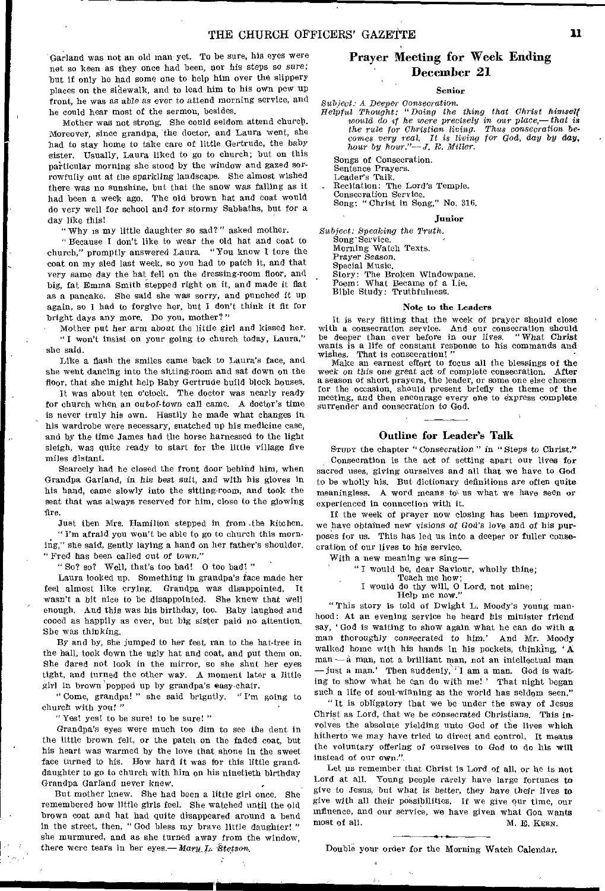Garland was not an old man yet. To be sure, his eyes were not so keen as they once had been, nor his steps so sure; but if only he had some one to help him over the slippery places on the sidewalk, and to lead him to his own pew up front, he was as able as ever to attend morning service, and he could hear most of the sermon, besides.

Mother was not strong. She could seldom attend church. Moreover, since grandpa, the doctor, and Laura went, she had to stay home to take care of little Gertrude, the baby sister. Usually, Laura liked to go to church; but on this particular morning she stood by the window and gazed sorrowfully out at the sparkling landscape. She almost wished there was no sunshine, but that the snow was falling as it had been a week ago. The old brown hat and coat would do very well for school and for stormy Sabbaths, but for a day like this!

"Why is my little daughter so sad?" asked mother.

"Because I don't like to wear the old hat and coat to church," promptly answered Laura. "You know I tore the coat on my sled last week, so you had to patch it, and that very same day the hat fell on the dressing-room floor, and big, fat Emma Smith stepped right on it, and made it flat as a pancake. She said she was sorry, and punched it up again, so I had to forgive her, but I don't think it fit for bright days any more. Do you, mother?"

Mother put her arm about the little girl and kissed her. "I won't insist on your going to church today, Laura," she said.

Like a flash the smiles came back to Laura's face, and she went dancing into the sitting-room and sat down on the floor, that she might help Baby Gertrude build block houses.

It was about ten o'clock. The doctor was nearly ready for church when an out-of-town call came. A doctor's time is never truly his own. Hastily he made what changes in his wardrobe were necessary, snatched up his medicine case, and by the time James had the horse harnessed to the light sleigh, was quite ready to start for the little village five miles distant.

Scarcely had he closed the front door behind him, when Grandpa Garland, in his best suit, and with his gloves in his hand, came slowly into the sitting-room, and took the seat that was always reserved for him, close to the glowing fire.

Just then Mrs. Hamilton stepped in from the kitchen.

"I'm afraid you won't be able to go to church this morning," she said, gently laying a hand on her father's shoulder. "Fred has been called out of town."

"So? so? Well, that's too bad! O too bad!"

Laura looked up. Something in grandpa's face made her feel almost like crying. Grandpa was disappointed. It wasn't a bit nice to be disappointed. She knew that well enough. And this was his birthday, too. Baby laughed and cooed as happily as ever, but big sister paid no attention. She was thinking.

By and by, she jumped to her feet, ran to the hat-tree in the hall, took down the ugly hat and coat, and put them on. She dared not look in the mirror, so she shut her eyes tight, and turned the other way. A moment later a little girl in brown popped up by grandpa's easy-chair.

"Come, grandpa!" she said brightly. "I'm going to church with you!"

"Yes! yes! to be sure! to be sure!"

Grandpa's eyes were much too dim to see the dent in the little brown felt, or the patch on the faded coat, but his heart was warmed by the love that shone in the sweet face turned to his. How hard it was for this little granddaughter to go to church with him on his ninetieth birthday Grandpa Garland never knew.

But mother knew. She had been a little girl once. She remembered how little girls feel. She watched until the old brown coat and hat had quite disappeared around a bend in the street, then, "God bless my brave little daughter!" she murmured, and as she turned away from the window, there were tears in her eyes.— *Mary L. Stetson.*

## Prayer Meeting for Week Ending December 21

### Senior

*Subject: A Deeper Consecration.*

*Helpful Thought: "Doing the thing that Christ himself would do if he were precisely in our place,— that is the rule for Christian living. Thus consecration becomes very real. It is living for God, day by day, hour by hour."— J. R. Miller.*

Songs of Consecration.
Sentence Prayers.
Leader's Talk.
Recitation: The Lord's Temple.
Consecration Service.
Song: "Christ in Song," No. 316.

### Junior

*Subject: Speaking the Truth.*

Song Service.
Morning Watch Texts.
Prayer Season.
Special Music.
Story: The Broken Windowpane.
Poem: What Became of a Lie.
Bible Study: Truthfulness.

### Note to the Leaders

It is very fitting that the week of prayer should close with a consecration service. And our consecration should be deeper than ever before in our lives. "What Christ wants is a life of constant response to his commands and wishes. That is consecration!"

Make an earnest effort to focus all the blessings of the week on this one great act of complete consecration. After a season of short prayers, the leader, or some one else chosen for the occasion, should present briefly the theme of the meeting, and then encourage every one to express complete surrender and consecration to God.

### Outline for Leader's Talk

Study the chapter "Consecration" in "Steps to Christ."

Consecration is the act of setting apart our lives for sacred uses, giving ourselves and all that we have to God to be wholly his. But dictionary definitions are often quite meaningless. A word means to us what we have seen or experienced in connection with it.

If the week of prayer now closing has been improved, we have obtained new visions of God's love and of his purposes for us. This has led us into a deeper or fuller consecration of our lives to his service.

With a new meaning we sing—

"I would be, dear Saviour, wholly thine;
Teach me how;
I would do thy will, O Lord, not mine;
Help me now."

"This story is told of Dwight L. Moody's young manhood: At an evening service he heard his minister friend say, 'God is waiting to show again what he can do with a man thoroughly consecrated to him.' And Mr. Moody walked home with his hands in his pockets, thinking, 'A man — a man, not a brilliant man, not an intellectual man — just a man.' Then suddenly, 'I am a man. God is waiting to show what he can do with me!' That night began such a life of soul-winning as the world has seldom seen."

"It is obligatory that we be under the sway of Jesus Christ as Lord, that we be consecrated Christians. This involves the absolute yielding unto God of the lives which hitherto we may have tried to direct and control. It means the voluntary offering of ourselves to God to do his will instead of our own."

Let us remember that Christ is Lord of all, or he is not Lord at all. Young people rarely have large fortunes to give to Jesus, but what is better, they have their lives to give with all their possibilities. If we give our time, our influence, and our service, we have given what God wants most of all.

M. E. Kern.

---

Double your order for the Morning Watch Calendar.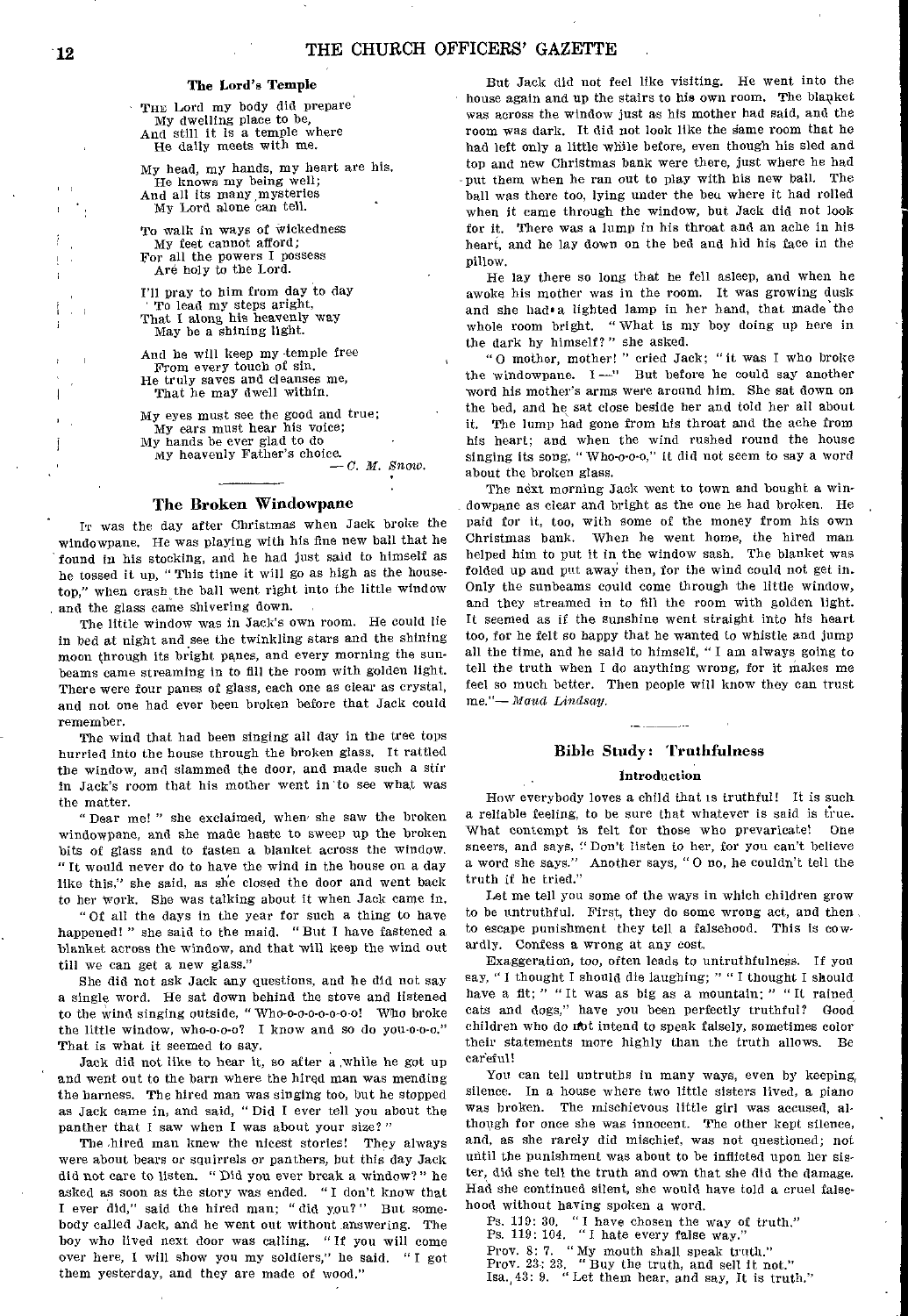### The Lord's Temple

THE Lord my body did prepare
My dwelling place to be,
And still it is a temple where
He daily meets with me.

My head, my hands, my heart are his,
He knows my being well;
And all its many mysteries
My Lord alone can tell.

To walk in ways of wickedness
My feet cannot afford;
For all the powers I possess
Are holy to the Lord.

I'll pray to him from day to day
To lead my steps aright,
That I along his heavenly way
May be a shining light.

And he will keep my temple free
From every touch of sin,
He truly saves and cleanses me,
That he may dwell within.

My eyes must see the good and true;
My ears must hear his voice;
My hands be ever glad to do
My heavenly Father's choice.

— *C. M. Snow.*

### The Broken Windowpane

IT was the day after Christmas when Jack broke the windowpane. He was playing with his fine new ball that he found in his stocking, and he had just said to himself as he tossed it up, "This time it will go as high as the housetop," when crash the ball went right into the little window and the glass came shivering down.

The little window was in Jack's own room. He could lie in bed at night and see the twinkling stars and the shining moon through its bright panes, and every morning the sunbeams came streaming in to fill the room with golden light. There were four panes of glass, each one as clear as crystal, and not one had ever been broken before that Jack could remember.

The wind that had been singing all day in the tree tops hurried into the house through the broken glass. It rattled the window, and slammed the door, and made such a stir in Jack's room that his mother went in to see what was the matter.

"Dear me!" she exclaimed, when she saw the broken windowpane, and she made haste to sweep up the broken bits of glass and to fasten a blanket across the window. "It would never do to have the wind in the house on a day like this," she said, as she closed the door and went back to her work. She was talking about it when Jack came in.

"Of all the days in the year for such a thing to have happened!" she said to the maid. "But I have fastened a blanket across the window, and that will keep the wind out till we can get a new glass."

She did not ask Jack any questions, and he did not say a single word. He sat down behind the stove and listened to the wind singing outside, "Who-o-o-o-o-o-o-o! Who broke the little window, who-o-o-o? I know and so do you-o-o-o." That is what it seemed to say.

Jack did not like to hear it, so after a while he got up and went out to the barn where the hired man was mending the harness. The hired man was singing too, but he stopped as Jack came in, and said, "Did I ever tell you about the panther that I saw when I was about your size?"

The hired man knew the nicest stories! They always were about bears or squirrels or panthers, but this day Jack did not care to listen. "Did you ever break a window?" he asked as soon as the story was ended. "I don't know that I ever did," said the hired man; "did you?" But somebody called Jack, and he went out without answering. The boy who lived next door was calling. "If you will come over here, I will show you my soldiers," he said. "I got them yesterday, and they are made of wood."

But Jack did not feel like visiting. He went into the house again and up the stairs to his own room. The blanket was across the window just as his mother had said, and the room was dark. It did not look like the same room that he had left only a little while before, even though his sled and top and new Christmas bank were there, just where he had put them when he ran out to play with his new ball. The ball was there too, lying under the bed where it had rolled when it came through the window, but Jack did not look for it. There was a lump in his throat and an ache in his heart, and he lay down on the bed and hid his face in the pillow.

He lay there so long that he fell asleep, and when he awoke his mother was in the room. It was growing dusk and she had a lighted lamp in her hand, that made the whole room bright. "What is my boy doing up here in the dark by himself?" she asked.

"O mother, mother!" cried Jack; "it was I who broke the windowpane. I—" But before he could say another word his mother's arms were around him. She sat down on the bed, and he sat close beside her and told her all about it. The lump had gone from his throat and the ache from his heart; and when the wind rushed round the house singing its song, "Who-o-o-o," it did not seem to say a word about the broken glass.

The next morning Jack went to town and bought a windowpane as clear and bright as the one he had broken. He paid for it, too, with some of the money from his own Christmas bank. When he went home, the hired man helped him to put it in the window sash. The blanket was folded up and put away then, for the wind could not get in. Only the sunbeams could come through the little window, and they streamed in to fill the room with golden light. It seemed as if the sunshine went straight into his heart too, for he felt so happy that he wanted to whistle and jump all the time, and he said to himself, "I am always going to tell the truth when I do anything wrong, for it makes me feel so much better. Then people will know they can trust me."— *Maud Lindsay.*

### Bible Study: Truthfulness

#### Introduction

How everybody loves a child that is truthful! It is such a reliable feeling, to be sure that whatever is said is true. What contempt is felt for those who prevaricate! One sneers, and says, "Don't listen to her, for you can't believe a word she says." Another says, "O no, he couldn't tell the truth if he tried."

Let me tell you some of the ways in which children grow to be untruthful. First, they do some wrong act, and then to escape punishment they tell a falsehood. This is cowardly. Confess a wrong at any cost.

Exaggeration, too, often leads to untruthfulness. If you say, "I thought I should die laughing;" "I thought I should have a fit;" "It was as big as a mountain;" "It rained cats and dogs," have you been perfectly truthful? Good children who do not intend to speak falsely, sometimes color their statements more highly than the truth allows. Be careful!

You can tell untruths in many ways, even by keeping silence. In a house where two little sisters lived, a piano was broken. The mischievous little girl was accused, although for once she was innocent. The other kept silence, and, as she rarely did mischief, was not questioned; not until the punishment was about to be inflicted upon her sister, did she tell the truth and own that she did the damage. Had she continued silent, she would have told a cruel falsehood without having spoken a word.

Ps. 119: 30. "I have chosen the way of truth."
Ps. 119: 104. "I hate every false way."
Prov. 8: 7. "My mouth shall speak truth."
Prov. 23: 23. "Buy the truth, and sell it not."
Isa. 43: 9. "Let them hear, and say, It is truth."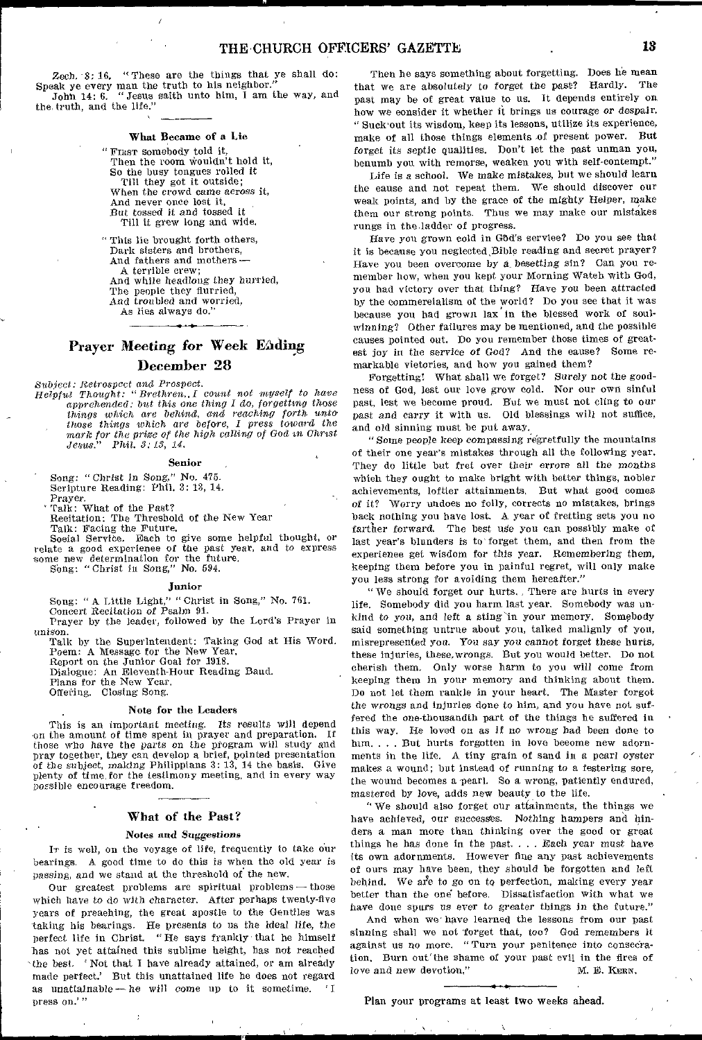Zech. 8: 16. "These are the things that ye shall do: Speak ye every man the truth to his neighbor."

John 14: 6. "Jesus saith unto him, I am the way, and the truth, and the life."

#### What Became of a Lie

"First somebody told it,
Then the room wouldn't hold it,
So the busy tongues rolled it
Till they got it outside;
When the crowd came across it,
And never once lost it,
But tossed it and tossed it
Till it grew long and wide.

"This lie brought forth others,
Dark sisters and brothers,
And fathers and mothers —
A terrible crew;
And while headlong they hurried,
The people they flurried,
And troubled and worried,
As lies always do."

## Prayer Meeting for Week Ending December 28

*Subject: Retrospect and Prospect.*

*Helpful Thought: "Brethren, I count not myself to have apprehended: but this one thing I do, forgetting those things which are behind, and reaching forth unto those things which are before, I press toward the mark for the prize of the high calling of God in Christ Jesus." Phil. 3: 13, 14.*

#### Senior

Song: "Christ in Song," No. 475.
Scripture Reading: Phil. 3: 13, 14.
Prayer.
Talk: What of the Past?
Recitation: The Threshold of the New Year
Talk: Facing the Future.
Social Service. Each to give some helpful thought, or relate a good experience of the past year, and to express some new determination for the future.
Song: "Christ in Song," No. 594.

#### Junior

Song: "A Little Light," "Christ in Song," No. 761.
Concert Recitation of Psalm 91.
Prayer by the leader, followed by the Lord's Prayer in unison.
Talk by the Superintendent: Taking God at His Word.
Poem: A Message for the New Year.
Report on the Junior Goal for 1918.
Dialogue: An Eleventh-Hour Reading Band.
Plans for the New Year.
Offering. Closing Song.

#### Note for the Leaders

This is an important meeting. Its results will depend on the amount of time spent in prayer and preparation. If those who have the parts on the program will study and pray together, they can develop a brief, pointed presentation of the subject, making Philippians 3: 13, 14 the basis. Give plenty of time for the testimony meeting, and in every way possible encourage freedom.

### What of the Past?

#### Notes and Suggestions

It is well, on the voyage of life, frequently to take our bearings. A good time to do this is when the old year is passing, and we stand at the threshold of the new.

Our greatest problems are spiritual problems — those which have to do with character. After perhaps twenty-five years of preaching, the great apostle to the Gentiles was taking his bearings. He presents to us the ideal life, the perfect life in Christ. "He says frankly that he himself has not yet attained this sublime height, has not reached the best. 'Not that I have already attained, or am already made perfect.' But this unattained life he does not regard as unattainable — he will come up to it sometime. 'I press on.'"

Then he says something about forgetting. Does he mean that we are *absolutely* to forget the past? Hardly. The past may be of great value to us. It depends entirely on how we consider it whether it brings us courage or despair. "Suck out its wisdom, keep its lessons, utilize its experience, make of all those things elements of present power. But forget its septic qualities. Don't let the past unman you, benumb you with remorse, weaken you with self-contempt."

Life is a school. We make mistakes, but we should learn the cause and not repeat them. We should discover our weak points, and by the grace of the mighty Helper, make them our strong points. Thus we may make our mistakes rungs in the ladder of progress.

Have you grown cold in God's service? Do you see that it is because you neglected Bible reading and secret prayer? Have you been overcome by a besetting sin? Can you remember how, when you kept your Morning Watch with God, you had victory over that thing? Have you been attracted by the commercialism of the world? Do you see that it was because you had grown lax in the blessed work of soul-winning? Other failures may be mentioned, and the possible causes pointed out. Do you remember those times of greatest joy in the service of God? And the cause? Some remarkable victories, and how you gained them?

Forgetting! What shall we forget? Surely not the goodness of God, lest our love grow cold. Nor our own sinful past, lest we become proud. But we must not cling to our past and carry it with us. Old blessings will not suffice, and old sinning must be put away.

"Some people keep compassing regretfully the mountains of their one year's mistakes through all the following year. They do little but fret over their errors all the months which they ought to make bright with better things, nobler achievements, loftier attainments. But what good comes of it? Worry undoes no folly, corrects no mistakes, brings back nothing you have lost. A year of fretting sets you no farther forward. The best use you can possibly make of last year's blunders is to forget them, and then from the experience get wisdom for this year. Remembering them, keeping them before you in painful regret, will only make you less strong for avoiding them hereafter."

"We should forget our hurts. There are hurts in every life. Somebody did you harm last year. Somebody was unkind to you, and left a sting in your memory. Somebody said something untrue about you, talked malignly of you, misrepresented you. You say you cannot forget these hurts, these injuries, these wrongs. But you would better. Do not cherish them. Only worse harm to you will come from keeping them in your memory and thinking about them. Do not let them rankle in your heart. The Master forgot the wrongs and injuries done to him, and you have not suffered the one-thousandth part of the things he suffered in this way. He loved on as if no wrong had been done to him. . . . But hurts forgotten in love become new adornments in the life. A tiny grain of sand in a pearl oyster makes a wound; but instead of running to a festering sore, the wound becomes a pearl. So a wrong, patiently endured, mastered by love, adds new beauty to the life.

"We should also forget our attainments, the things we have achieved, our successes. Nothing hampers and hinders a man more than thinking over the good or great things he has done in the past. . . . Each year must have its own adornments. However fine any past achievements of ours may have been, they should be forgotten and left behind. We are to go on to perfection, making every year better than the one before. Dissatisfaction with what we have done spurs us ever to greater things in the future."

And when we have learned the lessons from our past sinning shall we not forget that, too? God remembers it against us no more. "Turn your penitence into consecration. Burn out the shame of your past evil in the fires of love and new devotion." M. E. Kern.

Plan your programs at least two weeks ahead.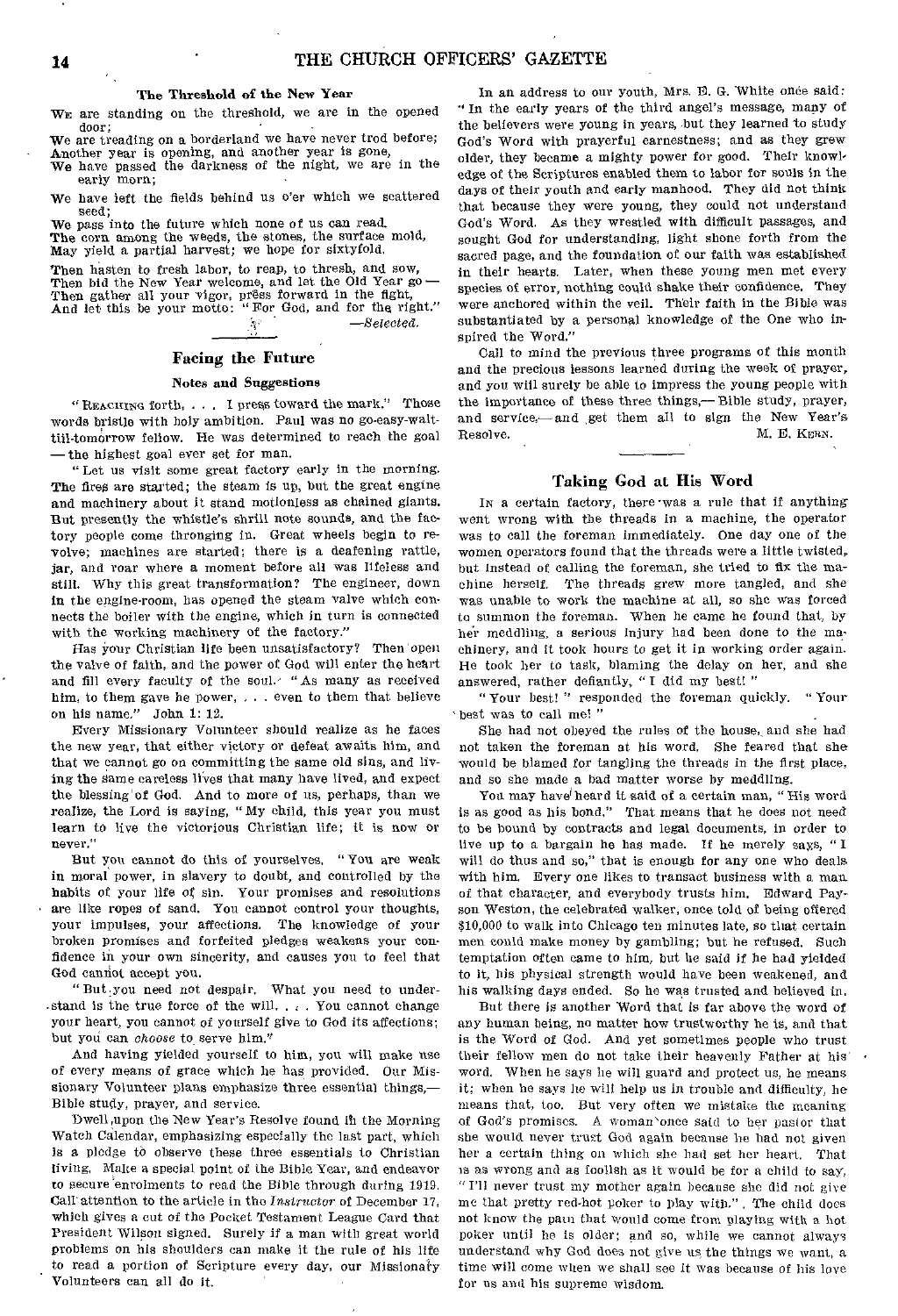### The Threshold of the New Year

We are standing on the threshold, we are in the opened door;
We are treading on a borderland we have never trod before;
Another year is opening, and another year is gone,
We have passed the darkness of the night, we are in the early morn;
We have left the fields behind us o'er which we scattered seed;
We pass into the future which none of us can read.
The corn among the weeds, the stones, the surface mold,
May yield a partial harvest; we hope for sixtyfold.
Then hasten to fresh labor, to reap, to thresh, and sow,
Then bid the New Year welcome, and let the Old Year go —
Then gather all your vigor, press forward in the fight,
And let this be your motto: "For God, and for the right."

—*Selected.*

## Facing the Future

### Notes and Suggestions

"Reaching forth, . . . I press toward the mark." Those words bristle with holy ambition. Paul was no go-easy-wait-till-tomorrow fellow. He was determined to reach the goal — the highest goal ever set for man.

"Let us visit some great factory early in the morning. The fires are started; the steam is up, but the great engine and machinery about it stand motionless as chained giants. But presently the whistle's shrill note sounds, and the factory people come thronging in. Great wheels begin to revolve; machines are started; there is a deafening rattle, jar, and roar where a moment before all was lifeless and still. Why this great transformation? The engineer, down in the engine-room, has opened the steam valve which connects the boiler with the engine, which in turn is connected with the working machinery of the factory."

Has your Christian life been unsatisfactory? Then open the valve of faith, and the power of God will enter the heart and fill every faculty of the soul. "As many as received him, to them gave he power, . . . even to them that believe on his name." John 1: 12.

Every Missionary Volunteer should realize as he faces the new year, that either victory or defeat awaits him, and that we cannot go on committing the same old sins, and living the same careless lives that many have lived, and expect the blessing of God. And to more of us, perhaps, than we realize, the Lord is saying, "My child, this year you must learn to live the victorious Christian life; it is now or never."

But you cannot do this of yourselves. "You are weak in moral power, in slavery to doubt, and controlled by the habits of your life of sin. Your promises and resolutions are like ropes of sand. You cannot control your thoughts, your impulses, your affections. The knowledge of your broken promises and forfeited pledges weakens your confidence in your own sincerity, and causes you to feel that God cannot accept you.

"But you need not despair. What you need to understand is the true force of the will. . . . You cannot change your heart, you cannot of yourself give to God its affections; but you can *choose* to serve him."

And having yielded yourself to him, you will make use of every means of grace which he has provided. Our Missionary Volunteer plans emphasize three essential things,— Bible study, prayer, and service.

Dwell upon the New Year's Resolve found in the Morning Watch Calendar, emphasizing especially the last part, which is a pledge to observe these three essentials to Christian living. Make a special point of the Bible Year, and endeavor to secure enrolments to read the Bible through during 1919. Call attention to the article in the *Instructor* of December 17, which gives a cut of the Pocket Testament League Card that President Wilson signed. Surely if a man with great world problems on his shoulders can make it the rule of his life to read a portion of Scripture every day, our Missionary Volunteers can all do it.

In an address to our youth, Mrs. E. G. White once said: "In the early years of the third angel's message, many of the believers were young in years, but they learned to study God's Word with prayerful earnestness; and as they grew older, they became a mighty power for good. Their knowledge of the Scriptures enabled them to labor for souls in the days of their youth and early manhood. They did not think that because they were young, they could not understand God's Word. As they wrestled with difficult passages, and sought God for understanding, light shone forth from the sacred page, and the foundation of our faith was established in their hearts. Later, when these young men met every species of error, nothing could shake their confidence. They were anchored within the veil. Their faith in the Bible was substantiated by a personal knowledge of the One who inspired the Word."

Call to mind the previous three programs of this month and the precious lessons learned during the week of prayer, and you will surely be able to impress the young people with the importance of these three things,— Bible study, prayer, and service,— and get them all to sign the New Year's Resolve.

M. E. Kern.

## Taking God at His Word

In a certain factory, there was a rule that if anything went wrong with the threads in a machine, the operator was to call the foreman immediately. One day one of the women operators found that the threads were a little twisted, but instead of calling the foreman, she tried to fix the machine herself. The threads grew more tangled, and she was unable to work the machine at all, so she was forced to summon the foreman. When he came he found that, by her meddling, a serious injury had been done to the machinery, and it took hours to get it in working order again. He took her to task, blaming the delay on her, and she answered, rather defiantly, "I did my best!"

"Your best!" responded the foreman quickly. "Your best was to call me!"

She had not obeyed the rules of the house, and she had not taken the foreman at his word. She feared that she would be blamed for tangling the threads in the first place, and so she made a bad matter worse by meddling.

You may have heard it said of a certain man, "His word is as good as his bond." That means that he does not need to be bound by contracts and legal documents, in order to live up to a bargain he has made. If he merely says, "I will do thus and so," that is enough for any one who deals with him. Every one likes to transact business with a man of that character, and everybody trusts him. Edward Payson Weston, the celebrated walker, once told of being offered $10,000 to walk into Chicago ten minutes late, so that certain men could make money by gambling; but he refused. Such temptation often came to him, but he said if he had yielded to it, his physical strength would have been weakened, and his walking days ended. So he was trusted and believed in.

But there is another Word that is far above the word of any human being, no matter how trustworthy he is, and that is the Word of God. And yet sometimes people who trust their fellow men do not take their heavenly Father at his word. When he says he will guard and protect us, he means it; when he says he will help us in trouble and difficulty, he means that, too. But very often we mistake the meaning of God's promises. A woman once said to her pastor that she would never trust God again because he had not given her a certain thing on which she had set her heart. That is as wrong and as foolish as it would be for a child to say, "I'll never trust my mother again because she did not give me that pretty red-hot poker to play with." The child does not know the pain that would come from playing with a hot poker until he is older; and so, while we cannot always understand why God does not give us the things we want, a time will come when we shall see it was because of his love for us and his supreme wisdom.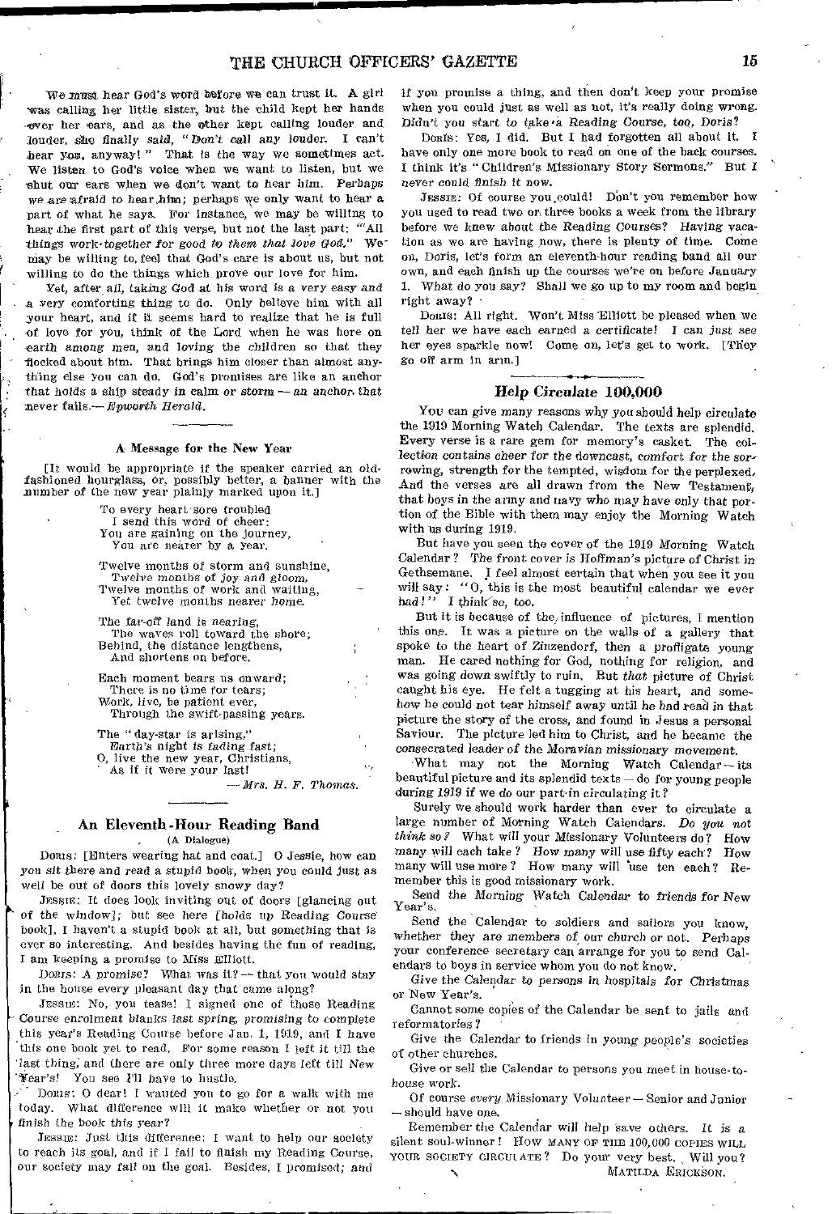We must hear God's word before we can trust it. A girl was calling her little sister, but the child kept her hands over her ears, and as the other kept calling louder and louder, she finally said, "*Don't call* any louder. I can't hear you, anyway!" That is the way we sometimes act. We listen to God's voice when we want to listen, but we shut our ears when we don't want to hear him. Perhaps we are afraid to hear him; perhaps we only want to hear a part of what he says. For instance, we may be willing to hear the first part of this verse, but not the last part: "All things work together for good *to them that love God*." We may be willing to feel that God's care is about us, but not willing to do the things which prove our love for him.

Yet, after all, taking God at his word is a very easy and a very comforting thing to do. Only believe him with all your heart, and if it seems hard to realize that he is full of love for you, think of the Lord when he was here on earth among men, and loving the children so that they flocked about him. That brings him closer than almost anything else you can do. God's promises are like an anchor that holds a ship steady in calm or storm — an anchor that never fails.—*Epworth Herald.*

#### A Message for the New Year

[It would be appropriate if the speaker carried an old-fashioned hourglass, or, possibly better, a banner with the number of the new year plainly marked upon it.]

To every heart sore troubled
 I send this word of cheer:
You are gaining on the journey,
 You are nearer by a year.

Twelve months of storm and sunshine,
 Twelve months of joy and gloom,
Twelve months of work and waiting,
 Yet twelve months nearer home.

The far-off land is nearing,
 The waves roll toward the shore;
Behind, the distance lengthens,
 And shortens on before.

Each moment bears us onward;
 There is no time for tears;
Work, live, be patient ever,
 Through the swift-passing years.

The "day-star is arising,"
 Earth's night is fading fast;
O, live the new year, Christians,
 As if it were your last!

—*Mrs. H. F. Thomas.*

## An Eleventh-Hour Reading Band

(A Dialogue)

DORIS: [Enters wearing hat and coat.] O Jessie, how can you sit there and read a stupid book, when you could just as well be out of doors this lovely snowy day?

JESSIE: It does look inviting out of doors [glancing out of the window]; but see here [holds up Reading Course book], I haven't a stupid book at all, but something that is ever so interesting. And besides having the fun of reading, I am keeping a promise to Miss Elliott.

DORIS: A promise? What was it? — that you would stay in the house every pleasant day that came along?

JESSIE: No, you tease! I signed one of those Reading Course enrolment blanks last spring, promising to complete this year's Reading Course before Jan. 1, 1919, and I have this one book yet to read. For some reason I left it till the last thing, and there are only three more days left till New Year's! You see I'll have to hustle.

DORIS: O dear! I wanted you to go for a walk with me today. What difference will it make whether or not you finish the book this year?

JESSIE: Just this difference: I want to help our society to reach its goal, and if I fail to finish my Reading Course, our society may fail on the goal. Besides, I promised; and if you promise a thing, and then don't keep your promise when you could just as well as not, it's really doing wrong. Didn't you start to take a Reading Course, too, Doris?

DORIS: Yes, I did. But I had forgotten all about it. I have only one more book to read on one of the back courses. I think it's "Children's Missionary Story Sermons." But I never could finish it now.

JESSIE: Of course you could! Don't you remember how you used to read two or three books a week from the library before we knew about the Reading Courses? Having vacation as we are having now, there is plenty of time. Come on, Doris, let's form an eleventh-hour reading band all our own, and each finish up the courses we're on before January 1. What do you say? Shall we go up to my room and begin right away?

DORIS: All right. Won't Miss Elliott be pleased when we tell her we have each earned a certificate! I can just see her eyes sparkle now! Come on, let's get to work. [They go off arm in arm.]

## Help Circulate 100,000

You can give many reasons why you should help circulate the 1919 Morning Watch Calendar. The texts are splendid. Every verse is a rare gem for memory's casket. The collection contains cheer for the downcast, comfort for the sorrowing, strength for the tempted, wisdom for the perplexed. And the verses are all drawn from the New Testament, that boys in the army and navy who may have only that portion of the Bible with them may enjoy the Morning Watch with us during 1919.

But have you seen the cover of the 1919 Morning Watch Calendar? The front cover is Hoffman's picture of Christ in Gethsemane. I feel almost certain that when you see it you will say: "O, this is the most beautiful calendar we ever had!" I think so, too.

But it is because of the influence of pictures, I mention this one. It was a picture on the walls of a gallery that spoke to the heart of Zinzendorf, then a profligate young man. He cared nothing for God, nothing for religion, and was going down swiftly to ruin. But *that* picture of Christ caught his eye. He felt a tugging at his heart, and somehow he could not tear himself away until he had read in that picture the story of the cross, and found in Jesus a personal Saviour. The picture led him to Christ, and he became the consecrated leader of the Moravian missionary movement.

What may not the Morning Watch Calendar — its beautiful picture and its splendid texts — do for young people during 1919 if we do our part in circulating it?

Surely we should work harder than ever to circulate a large number of Morning Watch Calendars. *Do you not think so?* What will your Missionary Volunteers do? How many will each take? How many will use fifty each? How many will use more? How many will use ten each? Remember this is good missionary work.

Send the Morning Watch Calendar to friends for New Year's.

Send the Calendar to soldiers and sailors you know, whether they are members of our church or not. Perhaps your conference secretary can arrange for you to send Calendars to boys in service whom you do not know.

Give the Calendar to persons in hospitals for Christmas or New Year's.

Cannot some copies of the Calendar be sent to jails and reformatories?

Give the Calendar to friends in young people's societies of other churches.

Give or sell the Calendar to persons you meet in house-to-house work.

Of course *every* Missionary Volunteer — Senior and Junior — should have one.

Remember the Calendar will help save others. It is a silent soul-winner! HOW MANY OF THE 100,000 COPIES WILL YOUR SOCIETY CIRCULATE? Do your very best. Will you?

MATILDA ERICKSON.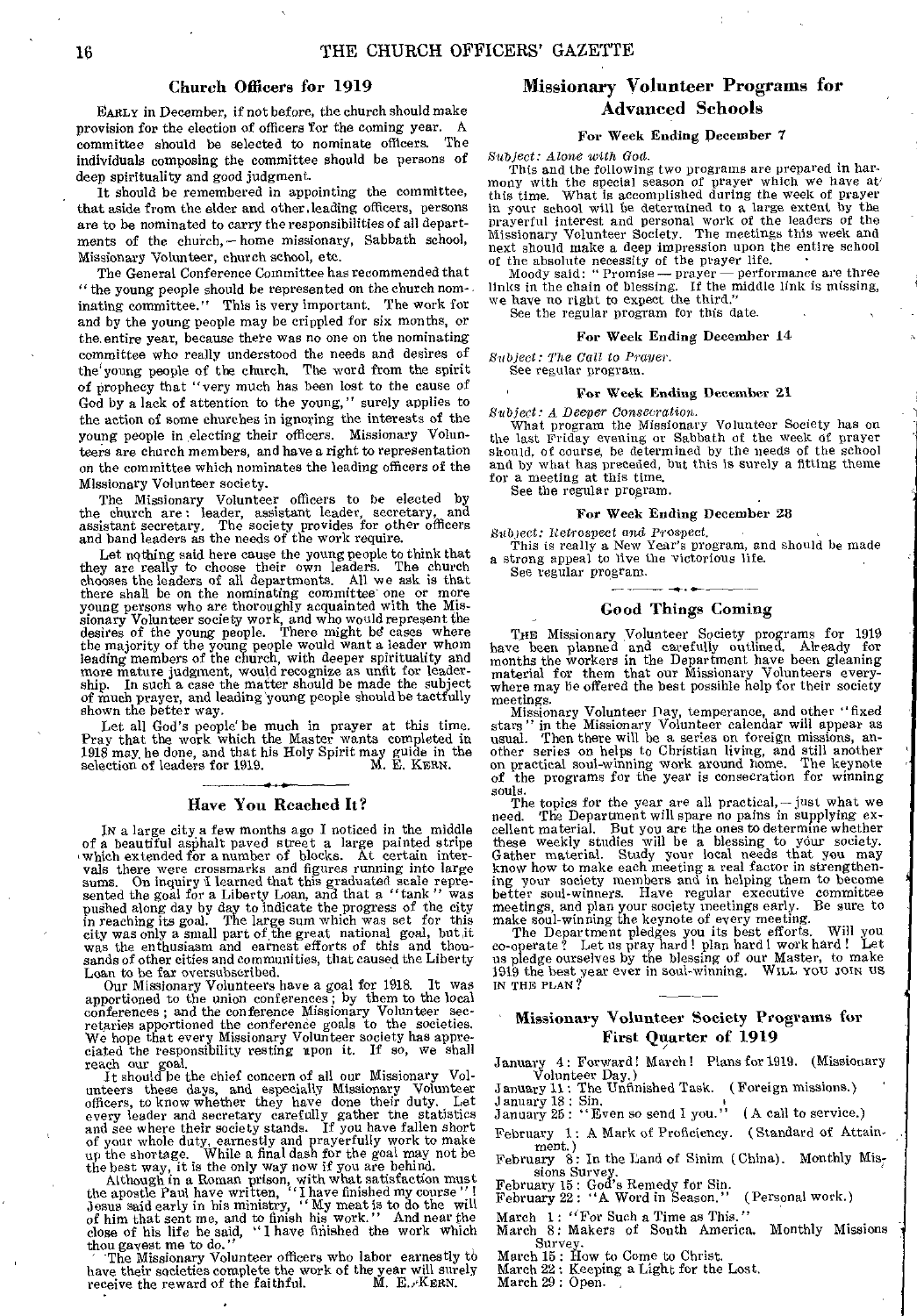## Church Officers for 1919

EARLY in December, if not before, the church should make provision for the election of officers for the coming year. A committee should be selected to nominate officers. The individuals composing the committee should be persons of deep spirituality and good judgment.

It should be remembered in appointing the committee, that aside from the elder and other leading officers, persons are to be nominated to carry the responsibilities of all departments of the church,— home missionary, Sabbath school, Missionary Volunteer, church school, etc.

The General Conference Committee has recommended that "the young people should be represented on the church nominating committee." This is very important. The work for and by the young people may be crippled for six months, or the entire year, because there was no one on the nominating committee who really understood the needs and desires of the young people of the church. The word from the spirit of prophecy that "very much has been lost to the cause of God by a lack of attention to the young," surely applies to the action of some churches in ignoring the interests of the young people in electing their officers. Missionary Volunteers are church members, and have a right to representation on the committee which nominates the leading officers of the Missionary Volunteer society.

The Missionary Volunteer officers to be elected by the church are: leader, assistant leader, secretary, and assistant secretary. The society provides for other officers and band leaders as the needs of the work require.

Let nothing said here cause the young people to think that they are really to choose their own leaders. The church chooses the leaders of all departments. All we ask is that there shall be on the nominating committee one or more young persons who are thoroughly acquainted with the Missionary Volunteer society work, and who would represent the desires of the young people. There might be cases where the majority of the young people would want a leader whom leading members of the church, with deeper spirituality and more mature judgment, would recognize as unfit for leadership. In such a case the matter should be made the subject of much prayer, and leading young people should be tactfully shown the better way.

Let all God's people be much in prayer at this time. Pray that the work which the Master wants completed in 1918 may be done, and that his Holy Spirit may guide in the selection of leaders for 1919.

M. E. KERN.

## Have You Reached It?

IN a large city a few months ago I noticed in the middle of a beautiful asphalt paved street a large painted stripe which extended for a number of blocks. At certain intervals there were crossmarks and figures running into large sums. On inquiry I learned that this graduated scale represented the goal for a Liberty Loan, and that a "tank" was pushed along day by day to indicate the progress of the city in reaching its goal. The large sum which was set for this city was only a small part of the great national goal, but it was the enthusiasm and earnest efforts of this and thousands of other cities and communities, that caused the Liberty Loan to be far oversubscribed.

Our Missionary Volunteers have a goal for 1918. It was apportioned to the union conferences; by them to the local conferences; and the conference Missionary Volunteer secretaries apportioned the conference goals to the societies. We hope that every Missionary Volunteer society has appreciated the responsibility resting upon it. If so, we shall reach our goal.

It should be the chief concern of all our Missionary Volunteers these days, and especially Missionary Volunteer officers, to know whether they have done their duty. Let every leader and secretary carefully gather the statistics and see where their society stands. If you have fallen short of your whole duty, earnestly and prayerfully work to make up the shortage. While a final dash for the goal may not be the best way, it is the only way now if you are behind.

Although in a Roman prison, with what satisfaction must the apostle Paul have written, "I have finished my course"! Jesus said early in his ministry, "My meat is to do the will of him that sent me, and to finish his work." And near the close of his life he said, "I have finished the work which thou gavest me to do."

The Missionary Volunteer officers who labor earnestly to have their societies complete the work of the year will surely receive the reward of the faithful.

M. E. KERN.

## Missionary Volunteer Programs for Advanced Schools

### For Week Ending December 7

*Subject: Alone with God.*

This and the following two programs are prepared in harmony with the special season of prayer which we have at this time. What is accomplished during the week of prayer in your school will be determined to a large extent by the prayerful interest and personal work of the leaders of the Missionary Volunteer Society. The meetings this week and next should make a deep impression upon the entire school of the absolute necessity of the prayer life.

Moody said: "Promise — prayer — performance are three links in the chain of blessing. If the middle link is missing, we have no right to expect the third."

See the regular program for this date.

### For Week Ending December 14

*Subject: The Call to Prayer.*

See regular program.

### For Week Ending December 21

*Subject: A Deeper Consecration.*

What program the Missionary Volunteer Society has on the last Friday evening or Sabbath of the week of prayer should, of course, be determined by the needs of the school and by what has preceded, but this is surely a fitting theme for a meeting at this time.

See the regular program.

### For Week Ending December 28

*Subject: Retrospect and Prospect.*

This is really a New Year's program, and should be made a strong appeal to live the victorious life.

See regular program.

## Good Things Coming

THE Missionary Volunteer Society programs for 1919 have been planned and carefully outlined. Already for months the workers in the Department have been gleaning material for them that our Missionary Volunteers everywhere may be offered the best possible help for their society meetings.

Missionary Volunteer Day, temperance, and other "fixed stars" in the Missionary Volunteer calendar will appear as usual. Then there will be a series on foreign missions, another series on helps to Christian living, and still another on practical soul-winning work around home. The keynote of the programs for the year is consecration for winning souls.

The topics for the year are all practical,— just what we need. The Department will spare no pains in supplying excellent material. But you are the ones to determine whether these weekly studies will be a blessing to your society. Gather material. Study your local needs that you may know how to make each meeting a real factor in strengthening your society members and in helping them to become better soul-winners. Have regular executive committee meetings, and plan your society meetings early. Be sure to make soul-winning the keynote of every meeting.

The Department pledges you its best efforts. Will you co-operate? Let us pray hard! plan hard! work hard! Let us pledge ourselves by the blessing of our Master, to make 1919 the best year ever in soul-winning. WILL YOU JOIN US IN THE PLAN?

## Missionary Volunteer Society Programs for First Quarter of 1919

January 4: Forward! March! Plans for 1919. (Missionary Volunteer Day.)
January 11: The Unfinished Task. (Foreign missions.)
January 18: Sin.
January 25: "Even so send I you." (A call to service.)

February 1: A Mark of Proficiency. (Standard of Attainment.)
February 8: In the Land of Sinim (China). Monthly Missions Survey.
February 15: God's Remedy for Sin.
February 22: "A Word in Season." (Personal work.)

March 1: "For Such a Time as This."
March 8: Makers of South America. Monthly Missions Survey.
March 15: How to Come to Christ.
March 22: Keeping a Light for the Lost.
March 29: Open.